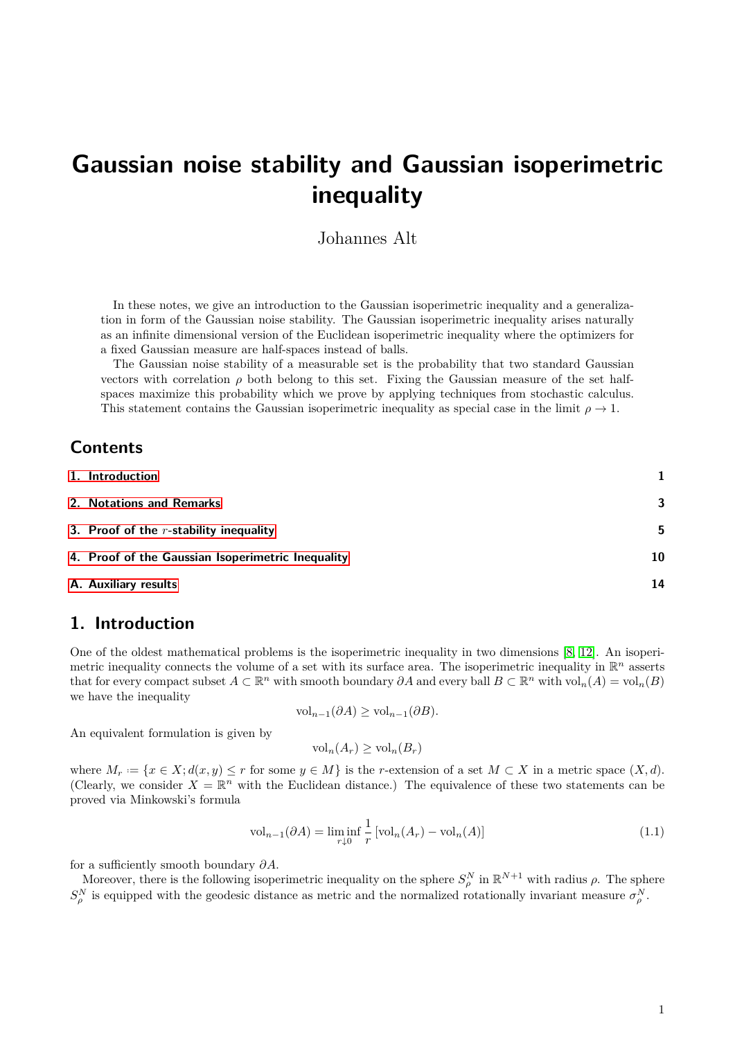# Gaussian noise stability and Gaussian isoperimetric inequality

Johannes Alt

In these notes, we give an introduction to the Gaussian isoperimetric inequality and a generalization in form of the Gaussian noise stability. The Gaussian isoperimetric inequality arises naturally as an infinite dimensional version of the Euclidean isoperimetric inequality where the optimizers for a fixed Gaussian measure are half-spaces instead of balls.

The Gaussian noise stability of a measurable set is the probability that two standard Gaussian vectors with correlation $\rho$ both belong to this set. Fixing the Gaussian measure of the set half-spaces maximize this probability which we prove by applying techniques from stochastic calculus. This statement contains the Gaussian isoperimetric inequality as special case in the limit $\rho \to 1$.

## Contents

| | |
|---|---|
| 1. Introduction | 1 |
| 2. Notations and Remarks | 3 |
| 3. Proof of the $r$-stability inequality | 5 |
| 4. Proof of the Gaussian Isoperimetric Inequality | 10 |
| A. Auxiliary results | 14 |

## 1. Introduction

One of the oldest mathematical problems is the isoperimetric inequality in two dimensions [8, 12]. An isoperimetric inequality connects the volume of a set with its surface area. The isoperimetric inequality in $\mathbb{R}^n$ asserts that for every compact subset $A \subset \mathbb{R}^n$ with smooth boundary $\partial A$ and every ball $B \subset \mathbb{R}^n$ with $\mathrm{vol}_n(A) = \mathrm{vol}_n(B)$ we have the inequality

$$\mathrm{vol}_{n-1}(\partial A) \geq \mathrm{vol}_{n-1}(\partial B).$$

An equivalent formulation is given by

$$\mathrm{vol}_n(A_r) \geq \mathrm{vol}_n(B_r)$$

where $M_r := \{x \in X; d(x,y) \leq r \text{ for some } y \in M\}$ is the $r$-extension of a set $M \subset X$ in a metric space $(X,d)$. (Clearly, we consider $X = \mathbb{R}^n$ with the Euclidean distance.) The equivalence of these two statements can be proved via Minkowski's formula

$$\mathrm{vol}_{n-1}(\partial A) = \liminf_{r \downarrow 0} \frac{1}{r}\left[\mathrm{vol}_n(A_r) - \mathrm{vol}_n(A)\right] \tag{1.1}$$

for a sufficiently smooth boundary $\partial A$.

Moreover, there is the following isoperimetric inequality on the sphere $S_\rho^N$ in $\mathbb{R}^{N+1}$ with radius $\rho$. The sphere $S_\rho^N$ is equipped with the geodesic distance as metric and the normalized rotationally invariant measure $\sigma_\rho^N$.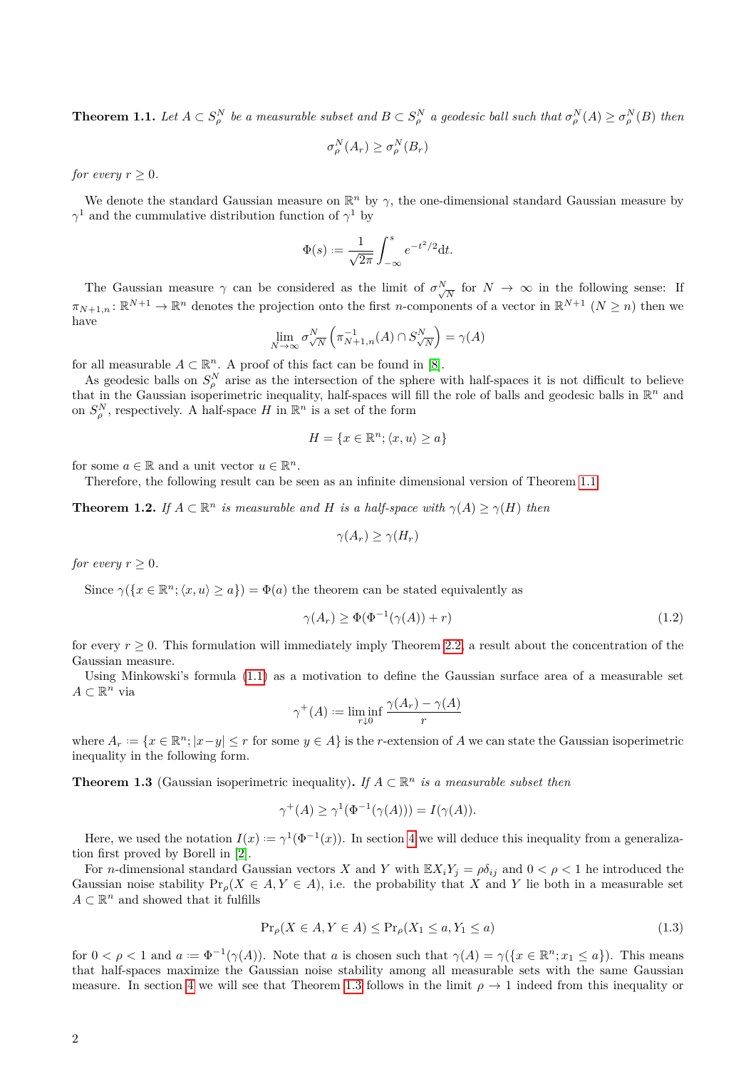**Theorem 1.1.** *Let $A \subset S_\rho^N$ be a measurable subset and $B \subset S_\rho^N$ a geodesic ball such that $\sigma_\rho^N(A) \geq \sigma_\rho^N(B)$ then*

$$\sigma_\rho^N(A_r) \geq \sigma_\rho^N(B_r)$$

*for every $r \geq 0$.*

We denote the standard Gaussian measure on $\mathbb{R}^n$ by $\gamma$, the one-dimensional standard Gaussian measure by $\gamma^1$ and the cummulative distribution function of $\gamma^1$ by

$$\Phi(s) := \frac{1}{\sqrt{2\pi}} \int_{-\infty}^{s} e^{-t^2/2} \mathrm{d}t.$$

The Gaussian measure $\gamma$ can be considered as the limit of $\sigma_{\sqrt{N}}^N$ for $N \to \infty$ in the following sense: If $\pi_{N+1,n} \colon \mathbb{R}^{N+1} \to \mathbb{R}^n$ denotes the projection onto the first $n$-components of a vector in $\mathbb{R}^{N+1}$ ($N \geq n$) then we have

$$\lim_{N\to\infty} \sigma_{\sqrt{N}}^N \left(\pi_{N+1,n}^{-1}(A) \cap S_{\sqrt{N}}^N\right) = \gamma(A)$$

for all measurable $A \subset \mathbb{R}^n$. A proof of this fact can be found in [8].

As geodesic balls on $S_\rho^N$ arise as the intersection of the sphere with half-spaces it is not difficult to believe that in the Gaussian isoperimetric inequality, half-spaces will fill the role of balls and geodesic balls in $\mathbb{R}^n$ and on $S_\rho^N$, respectively. A half-space $H$ in $\mathbb{R}^n$ is a set of the form

$$H = \{x \in \mathbb{R}^n; \langle x, u\rangle \geq a\}$$

for some $a \in \mathbb{R}$ and a unit vector $u \in \mathbb{R}^n$.

Therefore, the following result can be seen as an infinite dimensional version of Theorem 1.1.

**Theorem 1.2.** *If $A \subset \mathbb{R}^n$ is measurable and $H$ is a half-space with $\gamma(A) \geq \gamma(H)$ then*

$$\gamma(A_r) \geq \gamma(H_r)$$

*for every $r \geq 0$.*

Since $\gamma(\{x \in \mathbb{R}^n; \langle x, u\rangle \geq a\}) = \Phi(a)$ the theorem can be stated equivalently as

$$\gamma(A_r) \geq \Phi(\Phi^{-1}(\gamma(A)) + r) \tag{1.2}$$

for every $r \geq 0$. This formulation will immediately imply Theorem 2.2, a result about the concentration of the Gaussian measure.

Using Minkowski's formula (1.1) as a motivation to define the Gaussian surface area of a measurable set $A \subset \mathbb{R}^n$ via

$$\gamma^+(A) := \liminf_{r\downarrow 0} \frac{\gamma(A_r) - \gamma(A)}{r}$$

where $A_r := \{x \in \mathbb{R}^n; |x-y| \leq r \text{ for some } y \in A\}$ is the $r$-extension of $A$ we can state the Gaussian isoperimetric inequality in the following form.

**Theorem 1.3** (Gaussian isoperimetric inequality)**.** *If $A \subset \mathbb{R}^n$ is a measurable subset then*

$$\gamma^+(A) \geq \gamma^1(\Phi^{-1}(\gamma(A))) = I(\gamma(A)).$$

Here, we used the notation $I(x) := \gamma^1(\Phi^{-1}(x))$. In section 4 we will deduce this inequality from a generalization first proved by Borell in [2].

For $n$-dimensional standard Gaussian vectors $X$ and $Y$ with $\mathbb{E}X_iY_j = \rho\delta_{ij}$ and $0 < \rho < 1$ he introduced the Gaussian noise stability $\Pr_\rho(X \in A, Y \in A)$, i.e. the probability that $X$ and $Y$ lie both in a measurable set $A \subset \mathbb{R}^n$ and showed that it fulfills

$$\Pr_\rho(X \in A, Y \in A) \leq \Pr_\rho(X_1 \leq a, Y_1 \leq a) \tag{1.3}$$

for $0 < \rho < 1$ and $a := \Phi^{-1}(\gamma(A))$. Note that $a$ is chosen such that $\gamma(A) = \gamma(\{x \in \mathbb{R}^n; x_1 \leq a\})$. This means that half-spaces maximize the Gaussian noise stability among all measurable sets with the same Gaussian measure. In section 4 we will see that Theorem 1.3 follows in the limit $\rho \to 1$ indeed from this inequality or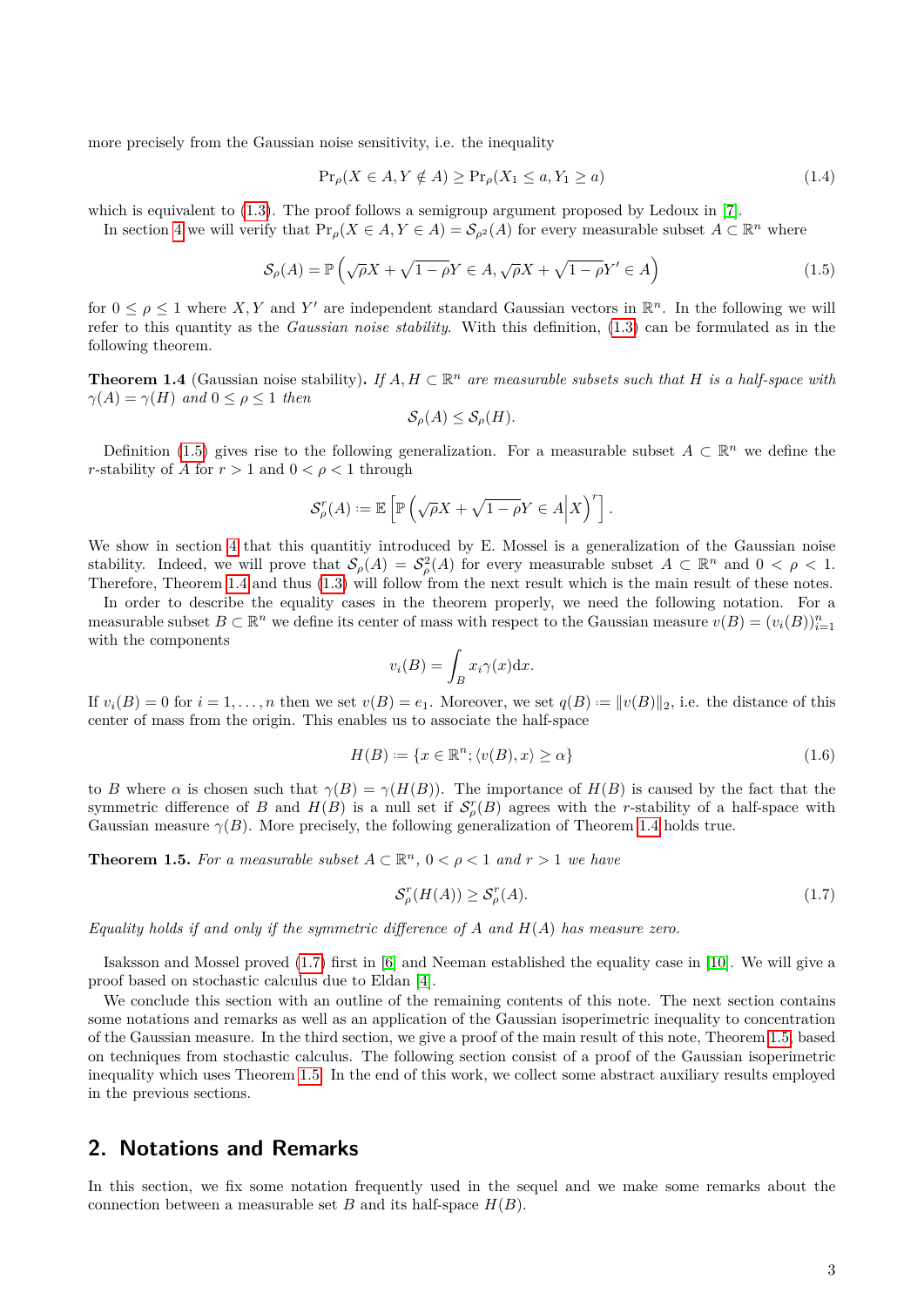more precisely from the Gaussian noise sensitivity, i.e. the inequality

$$
\Pr_\rho(X \in A, Y \notin A) \geq \Pr_\rho(X_1 \leq a, Y_1 \geq a) \tag{1.4}
$$

which is equivalent to (1.3). The proof follows a semigroup argument proposed by Ledoux in [7].

In section 4 we will verify that $\Pr_\rho(X \in A, Y \in A) = \mathcal{S}_{\rho^2}(A)$ for every measurable subset $A \subset \mathbb{R}^n$ where

$$
\mathcal{S}_\rho(A) = \mathbb{P}\left(\sqrt{\rho}X + \sqrt{1-\rho}Y \in A, \sqrt{\rho}X + \sqrt{1-\rho}Y' \in A\right) \tag{1.5}
$$

for $0 \leq \rho \leq 1$ where $X, Y$ and $Y'$ are independent standard Gaussian vectors in $\mathbb{R}^n$. In the following we will refer to this quantity as the *Gaussian noise stability*. With this definition, (1.3) can be formulated as in the following theorem.

**Theorem 1.4** (Gaussian noise stability). *If $A, H \subset \mathbb{R}^n$ are measurable subsets such that $H$ is a half-space with $\gamma(A) = \gamma(H)$ and $0 \leq \rho \leq 1$ then*

$$
\mathcal{S}_\rho(A) \leq \mathcal{S}_\rho(H).
$$

Definition (1.5) gives rise to the following generalization. For a measurable subset $A \subset \mathbb{R}^n$ we define the $r$-stability of $A$ for $r > 1$ and $0 < \rho < 1$ through

$$
\mathcal{S}_\rho^r(A) := \mathbb{E}\left[\mathbb{P}\left(\sqrt{\rho}X + \sqrt{1-\rho}Y \in A \middle| X\right)^r\right].
$$

We show in section 4 that this quantitiy introduced by E. Mossel is a generalization of the Gaussian noise stability. Indeed, we will prove that $\mathcal{S}_\rho(A) = \mathcal{S}_\rho^2(A)$ for every measurable subset $A \subset \mathbb{R}^n$ and $0 < \rho < 1$. Therefore, Theorem 1.4 and thus (1.3) will follow from the next result which is the main result of these notes.

In order to describe the equality cases in the theorem properly, we need the following notation. For a measurable subset $B \subset \mathbb{R}^n$ we define its center of mass with respect to the Gaussian measure $v(B) = (v_i(B))_{i=1}^n$ with the components

$$
v_i(B) = \int_B x_i \gamma(x) \mathrm{d}x.
$$

If $v_i(B) = 0$ for $i = 1, \dots, n$ then we set $v(B) = e_1$. Moreover, we set $q(B) := \|v(B)\|_2$, i.e. the distance of this center of mass from the origin. This enables us to associate the half-space

$$
H(B) := \{x \in \mathbb{R}^n ; \langle v(B), x\rangle \geq \alpha\} \tag{1.6}
$$

to $B$ where $\alpha$ is chosen such that $\gamma(B) = \gamma(H(B))$. The importance of $H(B)$ is caused by the fact that the symmetric difference of $B$ and $H(B)$ is a null set if $\mathcal{S}_\rho^r(B)$ agrees with the $r$-stability of a half-space with Gaussian measure $\gamma(B)$. More precisely, the following generalization of Theorem 1.4 holds true.

**Theorem 1.5.** *For a measurable subset $A \subset \mathbb{R}^n$, $0 < \rho < 1$ and $r > 1$ we have*

$$
\mathcal{S}_\rho^r(H(A)) \geq \mathcal{S}_\rho^r(A). \tag{1.7}
$$

*Equality holds if and only if the symmetric difference of $A$ and $H(A)$ has measure zero.*

Isaksson and Mossel proved (1.7) first in [6] and Neeman established the equality case in [10]. We will give a proof based on stochastic calculus due to Eldan [4].

We conclude this section with an outline of the remaining contents of this note. The next section contains some notations and remarks as well as an application of the Gaussian isoperimetric inequality to concentration of the Gaussian measure. In the third section, we give a proof of the main result of this note, Theorem 1.5, based on techniques from stochastic calculus. The following section consist of a proof of the Gaussian isoperimetric inequality which uses Theorem 1.5. In the end of this work, we collect some abstract auxiliary results employed in the previous sections.

## 2. Notations and Remarks

In this section, we fix some notation frequently used in the sequel and we make some remarks about the connection between a measurable set $B$ and its half-space $H(B)$.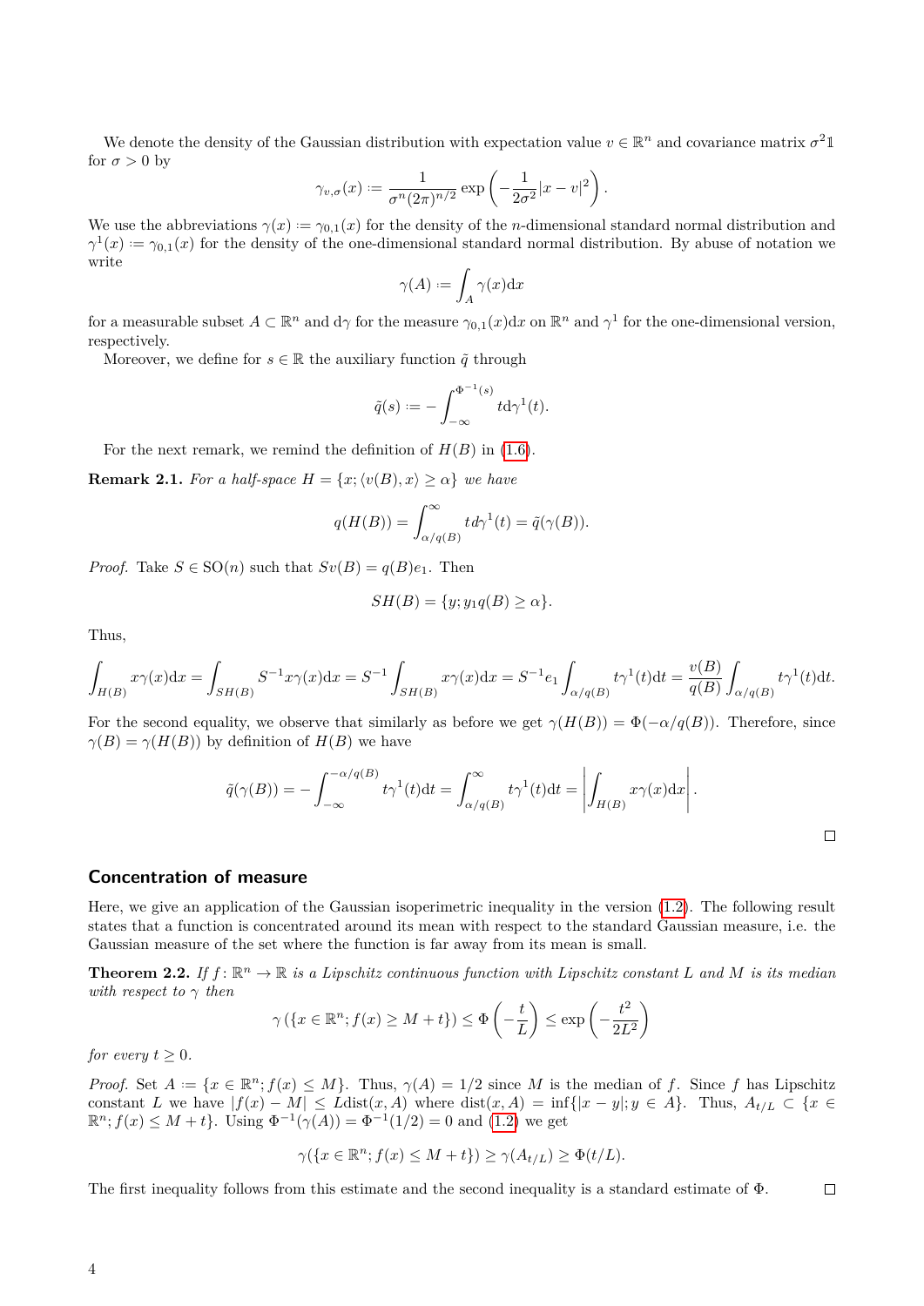We denote the density of the Gaussian distribution with expectation value $v \in \mathbb{R}^n$ and covariance matrix $\sigma^2 \mathbb{1}$ for $\sigma > 0$ by

$$\gamma_{v,\sigma}(x) := \frac{1}{\sigma^n (2\pi)^{n/2}} \exp\left(-\frac{1}{2\sigma^2}|x-v|^2\right).$$

We use the abbreviations $\gamma(x) := \gamma_{0,1}(x)$ for the density of the $n$-dimensional standard normal distribution and $\gamma^1(x) := \gamma_{0,1}(x)$ for the density of the one-dimensional standard normal distribution. By abuse of notation we write

$$\gamma(A) := \int_A \gamma(x)\mathrm{d}x$$

for a measurable subset $A \subset \mathbb{R}^n$ and $\mathrm{d}\gamma$ for the measure $\gamma_{0,1}(x)\mathrm{d}x$ on $\mathbb{R}^n$ and $\gamma^1$ for the one-dimensional version, respectively.

Moreover, we define for $s \in \mathbb{R}$ the auxiliary function $\tilde{q}$ through

$$\tilde{q}(s) := -\int_{-\infty}^{\Phi^{-1}(s)} t\mathrm{d}\gamma^1(t).$$

For the next remark, we remind the definition of $H(B)$ in (1.6).

**Remark 2.1.** *For a half-space $H = \{x; \langle v(B), x\rangle \geq \alpha\}$ we have*

$$q(H(B)) = \int_{\alpha/q(B)}^{\infty} t\,d\gamma^1(t) = \tilde{q}(\gamma(B)).$$

*Proof.* Take $S \in \mathrm{SO}(n)$ such that $Sv(B) = q(B)e_1$. Then

$$SH(B) = \{y; y_1 q(B) \geq \alpha\}.$$

Thus,

$$\int_{H(B)} x\gamma(x)\mathrm{d}x = \int_{SH(B)} S^{-1}x\gamma(x)\mathrm{d}x = S^{-1}\int_{SH(B)} x\gamma(x)\mathrm{d}x = S^{-1}e_1\int_{\alpha/q(B)} t\gamma^1(t)\mathrm{d}t = \frac{v(B)}{q(B)}\int_{\alpha/q(B)} t\gamma^1(t)\mathrm{d}t.$$

For the second equality, we observe that similarly as before we get $\gamma(H(B)) = \Phi(-\alpha/q(B))$. Therefore, since $\gamma(B) = \gamma(H(B))$ by definition of $H(B)$ we have

$$\tilde{q}(\gamma(B)) = -\int_{-\infty}^{-\alpha/q(B)} t\gamma^1(t)\mathrm{d}t = \int_{\alpha/q(B)}^{\infty} t\gamma^1(t)\mathrm{d}t = \left|\int_{H(B)} x\gamma(x)\mathrm{d}x\right|.$$

$\square$

## Concentration of measure

Here, we give an application of the Gaussian isoperimetric inequality in the version (1.2). The following result states that a function is concentrated around its mean with respect to the standard Gaussian measure, i.e. the Gaussian measure of the set where the function is far away from its mean is small.

**Theorem 2.2.** *If $f\colon \mathbb{R}^n \to \mathbb{R}$ is a Lipschitz continuous function with Lipschitz constant $L$ and $M$ is its median with respect to $\gamma$ then*

$$\gamma\left(\{x \in \mathbb{R}^n; f(x) \geq M + t\}\right) \leq \Phi\left(-\frac{t}{L}\right) \leq \exp\left(-\frac{t^2}{2L^2}\right)$$

*for every $t \geq 0$.*

*Proof.* Set $A := \{x \in \mathbb{R}^n; f(x) \leq M\}$. Thus, $\gamma(A) = 1/2$ since $M$ is the median of $f$. Since $f$ has Lipschitz constant $L$ we have $|f(x) - M| \leq L\mathrm{dist}(x, A)$ where $\mathrm{dist}(x, A) = \inf\{|x - y|; y \in A\}$. Thus, $A_{t/L} \subset \{x \in \mathbb{R}^n; f(x) \leq M + t\}$. Using $\Phi^{-1}(\gamma(A)) = \Phi^{-1}(1/2) = 0$ and (1.2) we get

$$\gamma(\{x \in \mathbb{R}^n; f(x) \leq M + t\}) \geq \gamma(A_{t/L}) \geq \Phi(t/L).$$

The first inequality follows from this estimate and the second inequality is a standard estimate of $\Phi$. $\square$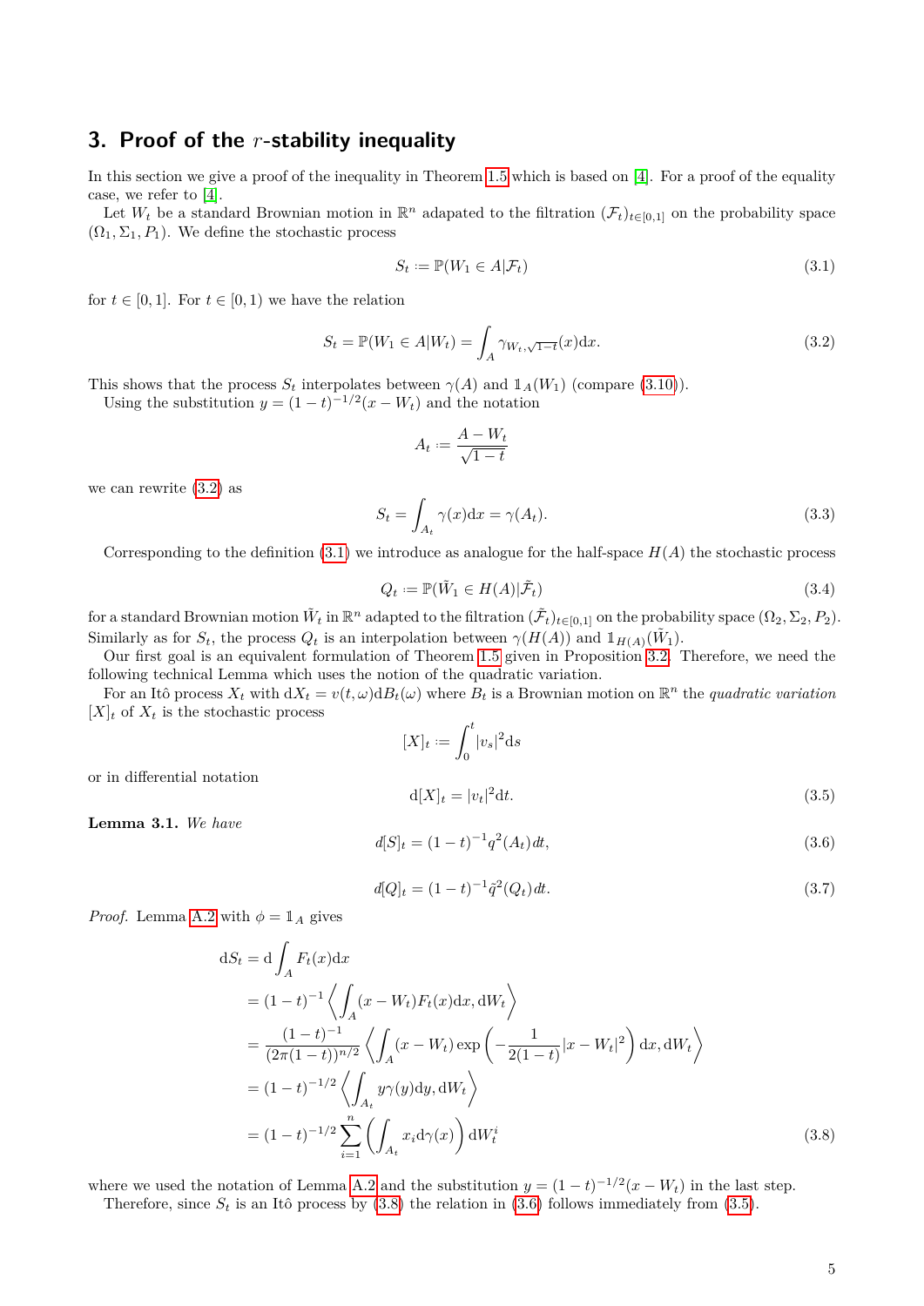## 3. Proof of the $r$-stability inequality

In this section we give a proof of the inequality in Theorem 1.5 which is based on [4]. For a proof of the equality case, we refer to [4].

Let $W_t$ be a standard Brownian motion in $\mathbb{R}^n$ adapated to the filtration $(\mathcal{F}_t)_{t\in[0,1]}$ on the probability space $(\Omega_1, \Sigma_1, P_1)$. We define the stochastic process

$$S_t := \mathbb{P}(W_1 \in A|\mathcal{F}_t) \tag{3.1}$$

for $t \in [0,1]$. For $t \in [0,1)$ we have the relation

$$S_t = \mathbb{P}(W_1 \in A|W_t) = \int_A \gamma_{W_t,\sqrt{1-t}}(x)\mathrm{d}x. \tag{3.2}$$

This shows that the process $S_t$ interpolates between $\gamma(A)$ and $\mathbb{1}_A(W_1)$ (compare (3.10)).

Using the substitution $y = (1-t)^{-1/2}(x - W_t)$ and the notation

$$A_t := \frac{A - W_t}{\sqrt{1-t}}$$

we can rewrite (3.2) as

$$S_t = \int_{A_t} \gamma(x)\mathrm{d}x = \gamma(A_t). \tag{3.3}$$

Corresponding to the definition (3.1) we introduce as analogue for the half-space $H(A)$ the stochastic process

$$Q_t := \mathbb{P}(\tilde{W}_1 \in H(A)|\tilde{\mathcal{F}}_t) \tag{3.4}$$

for a standard Brownian motion $\tilde{W}_t$ in $\mathbb{R}^n$ adapted to the filtration $(\tilde{\mathcal{F}}_t)_{t\in[0,1]}$ on the probability space $(\Omega_2, \Sigma_2, P_2)$. Similarly as for $S_t$, the process $Q_t$ is an interpolation between $\gamma(H(A))$ and $\mathbb{1}_{H(A)}(\tilde{W}_1)$.

Our first goal is an equivalent formulation of Theorem 1.5 given in Proposition 3.2. Therefore, we need the following technical Lemma which uses the notion of the quadratic variation.

For an Itô process $X_t$ with $\mathrm{d}X_t = v(t,\omega)\mathrm{d}B_t(\omega)$ where $B_t$ is a Brownian motion on $\mathbb{R}^n$ the *quadratic variation* $[X]_t$ of $X_t$ is the stochastic process

$$[X]_t := \int_0^t |v_s|^2 \mathrm{d}s$$

or in differential notation

$$\mathrm{d}[X]_t = |v_t|^2 \mathrm{d}t. \tag{3.5}$$

**Lemma 3.1.** *We have*

$$d[S]_t = (1-t)^{-1} q^2(A_t)\, dt, \tag{3.6}$$

$$d[Q]_t = (1-t)^{-1} \tilde{q}^2(Q_t)\, dt. \tag{3.7}$$

*Proof.* Lemma A.2 with $\phi = \mathbb{1}_A$ gives

$$\begin{aligned}
\mathrm{d}S_t &= \mathrm{d}\int_A F_t(x)\mathrm{d}x \\
&= (1-t)^{-1}\left\langle \int_A (x - W_t)F_t(x)\mathrm{d}x, \mathrm{d}W_t \right\rangle \\
&= \frac{(1-t)^{-1}}{(2\pi(1-t))^{n/2}}\left\langle \int_A (x - W_t)\exp\left(-\frac{1}{2(1-t)}|x - W_t|^2\right)\mathrm{d}x, \mathrm{d}W_t \right\rangle \\
&= (1-t)^{-1/2}\left\langle \int_{A_t} y\gamma(y)\mathrm{d}y, \mathrm{d}W_t \right\rangle \\
&= (1-t)^{-1/2}\sum_{i=1}^n \left(\int_{A_t} x_i \mathrm{d}\gamma(x)\right)\mathrm{d}W_t^i
\end{aligned} \tag{3.8}$$

where we used the notation of Lemma A.2 and the substitution $y = (1-t)^{-1/2}(x - W_t)$ in the last step.

Therefore, since $S_t$ is an Itô process by (3.8) the relation in (3.6) follows immediately from (3.5).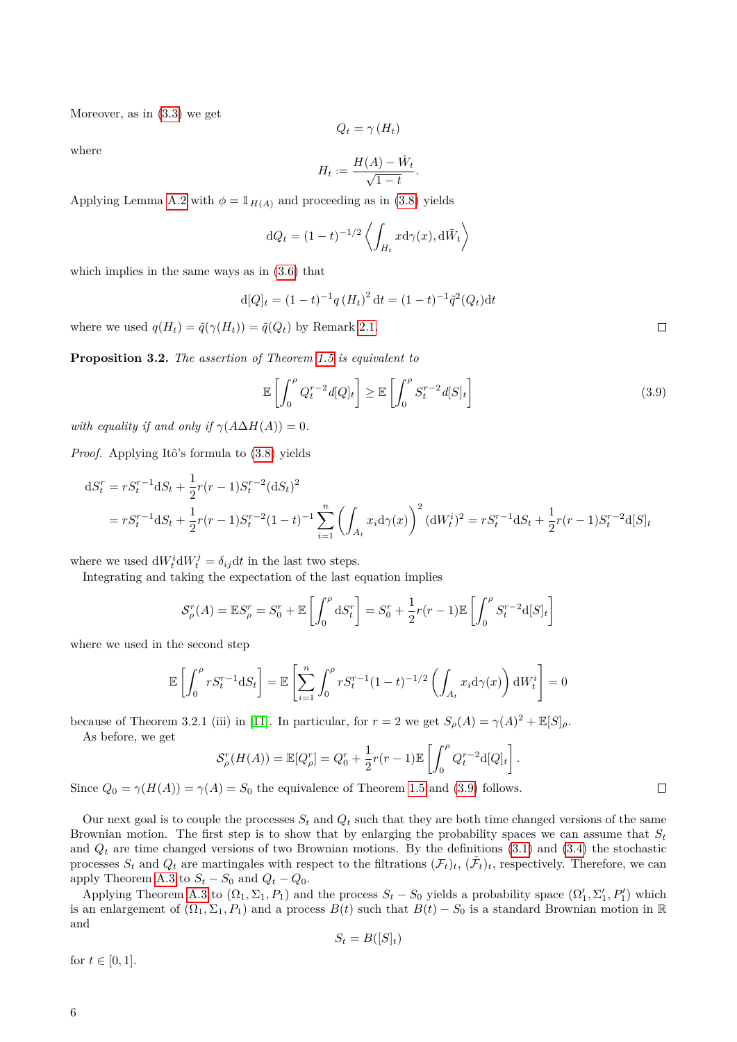Moreover, as in (3.3) we get

$$Q_t = \gamma(H_t)$$

where

$$H_t := \frac{H(A) - \tilde{W}_t}{\sqrt{1-t}}.$$

Applying Lemma A.2 with $\phi = \mathbb{1}_{H(A)}$ and proceeding as in (3.8) yields

$$\mathrm{d}Q_t = (1-t)^{-1/2} \left\langle \int_{H_t} x \mathrm{d}\gamma(x), \mathrm{d}\tilde{W}_t \right\rangle$$

which implies in the same ways as in (3.6) that

$$\mathrm{d}[Q]_t = (1-t)^{-1} q(H_t)^2 \,\mathrm{d}t = (1-t)^{-1} \tilde{q}^2(Q_t)\mathrm{d}t$$

where we used $q(H_t) = \tilde{q}(\gamma(H_t)) = \tilde{q}(Q_t)$ by Remark 2.1. $\square$

**Proposition 3.2.** *The assertion of Theorem 1.5 is equivalent to*

$$\mathbb{E}\left[\int_0^\rho Q_t^{r-2} d[Q]_t\right] \geq \mathbb{E}\left[\int_0^\rho S_t^{r-2} d[S]_t\right] \tag{3.9}$$

*with equality if and only if $\gamma(A \Delta H(A)) = 0$.*

*Proof.* Applying Itô's formula to (3.8) yields

$$\begin{aligned}
\mathrm{d}S_t^r &= r S_t^{r-1} \mathrm{d}S_t + \frac{1}{2} r(r-1) S_t^{r-2} (\mathrm{d}S_t)^2 \\
&= r S_t^{r-1} \mathrm{d}S_t + \frac{1}{2} r(r-1) S_t^{r-2} (1-t)^{-1} \sum_{i=1}^n \left( \int_{A_t} x_i \mathrm{d}\gamma(x) \right)^2 (\mathrm{d}W_t^i)^2 = r S_t^{r-1} \mathrm{d}S_t + \frac{1}{2} r(r-1) S_t^{r-2} \mathrm{d}[S]_t
\end{aligned}$$

where we used $\mathrm{d}W_t^i \mathrm{d}W_t^j = \delta_{ij} \mathrm{d}t$ in the last two steps.

Integrating and taking the expectation of the last equation implies

$$\mathcal{S}_\rho^r(A) = \mathbb{E} S_\rho^r = S_0^r + \mathbb{E}\left[\int_0^\rho \mathrm{d}S_t^r\right] = S_0^r + \frac{1}{2} r(r-1) \mathbb{E}\left[\int_0^\rho S_t^{r-2} \mathrm{d}[S]_t\right]$$

where we used in the second step

$$\mathbb{E}\left[\int_0^\rho r S_t^{r-1} \mathrm{d}S_t\right] = \mathbb{E}\left[\sum_{i=1}^n \int_0^\rho r S_t^{r-1} (1-t)^{-1/2} \left(\int_{A_t} x_i \mathrm{d}\gamma(x)\right) \mathrm{d}W_t^i\right] = 0$$

because of Theorem 3.2.1 (iii) in [11]. In particular, for $r = 2$ we get $S_\rho(A) = \gamma(A)^2 + \mathbb{E}[S]_\rho$.

As before, we get

$$\mathcal{S}_\rho^r(H(A)) = \mathbb{E}[Q_\rho^r] = Q_0^r + \frac{1}{2} r(r-1) \mathbb{E}\left[\int_0^\rho Q_t^{r-2} \mathrm{d}[Q]_t\right].$$

Since $Q_0 = \gamma(H(A)) = \gamma(A) = S_0$ the equivalence of Theorem 1.5 and (3.9) follows. $\square$

Our next goal is to couple the processes $S_t$ and $Q_t$ such that they are both time changed versions of the same Brownian motion. The first step is to show that by enlarging the probability spaces we can assume that $S_t$ and $Q_t$ are time changed versions of two Brownian motions. By the definitions (3.1) and (3.4) the stochastic processes $S_t$ and $Q_t$ are martingales with respect to the filtrations $(\mathcal{F}_t)_t$, $(\tilde{\mathcal{F}}_t)_t$, respectively. Therefore, we can apply Theorem A.3 to $S_t - S_0$ and $Q_t - Q_0$.

Applying Theorem A.3 to $(\Omega_1, \Sigma_1, P_1)$ and the process $S_t - S_0$ yields a probability space $(\Omega_1', \Sigma_1', P_1')$ which is an enlargement of $(\Omega_1, \Sigma_1, P_1)$ and a process $B(t)$ such that $B(t) - S_0$ is a standard Brownian motion in $\mathbb{R}$ and

$$S_t = B([S]_t)$$

for $t \in [0, 1]$.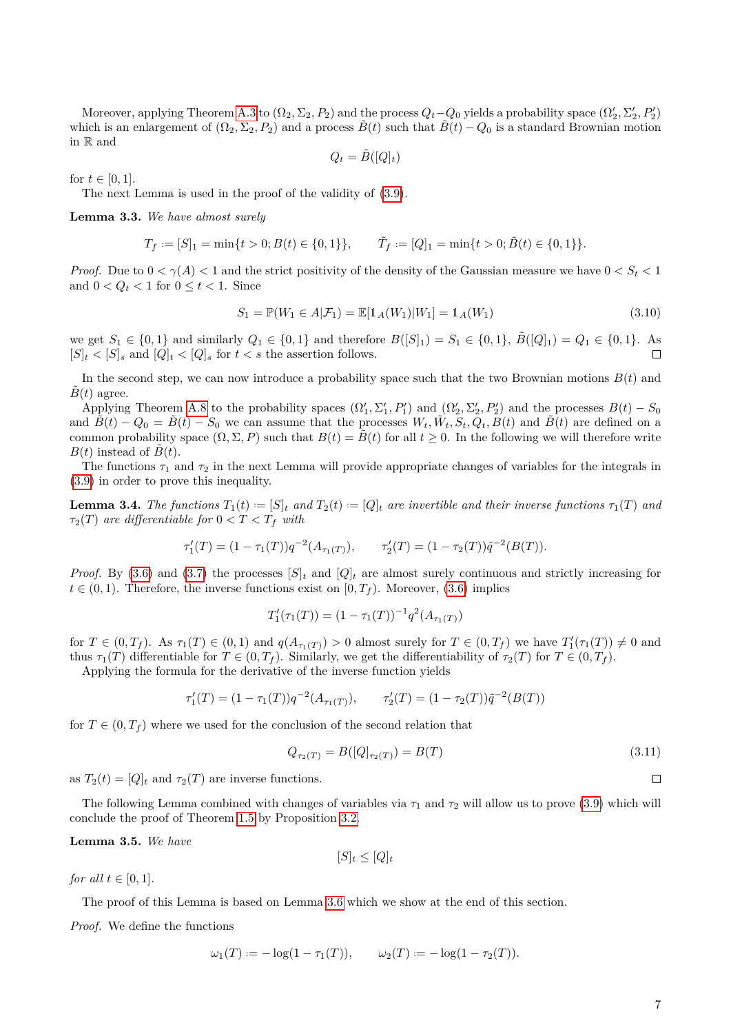Moreover, applying Theorem A.3 to $(\Omega_2, \Sigma_2, P_2)$ and the process $Q_t - Q_0$ yields a probability space $(\Omega_2', \Sigma_2', P_2')$ which is an enlargement of $(\Omega_2, \Sigma_2, P_2)$ and a process $\tilde{B}(t)$ such that $\tilde{B}(t) - Q_0$ is a standard Brownian motion in $\mathbb{R}$ and

$$Q_t = \tilde{B}([Q]_t)$$

for $t \in [0,1]$.

The next Lemma is used in the proof of the validity of (3.9).

**Lemma 3.3.** *We have almost surely*

$$T_f := [S]_1 = \min\{t > 0; B(t) \in \{0,1\}\}, \qquad \tilde{T}_f := [Q]_1 = \min\{t > 0; \tilde{B}(t) \in \{0,1\}\}.$$

*Proof.* Due to $0 < \gamma(A) < 1$ and the strict positivity of the density of the Gaussian measure we have $0 < S_t < 1$ and $0 < Q_t < 1$ for $0 \le t < 1$. Since

$$S_1 = \mathbb{P}(W_1 \in A|\mathcal{F}_1) = \mathbb{E}[\mathbb{1}_A(W_1)|W_1] = \mathbb{1}_A(W_1) \tag{3.10}$$

we get $S_1 \in \{0,1\}$ and similarly $Q_1 \in \{0,1\}$ and therefore $B([S]_1) = S_1 \in \{0,1\}$, $\tilde{B}([Q]_1) = Q_1 \in \{0,1\}$. As $[S]_t < [S]_s$ and $[Q]_t < [Q]_s$ for $t < s$ the assertion follows. $\square$

In the second step, we can now introduce a probability space such that the two Brownian motions $B(t)$ and $\tilde{B}(t)$ agree.

Applying Theorem A.8 to the probability spaces $(\Omega_1', \Sigma_1', P_1')$ and $(\Omega_2', \Sigma_2', P_2')$ and the processes $B(t) - S_0$ and $\tilde{B}(t) - Q_0 = \tilde{B}(t) - S_0$ we can assume that the processes $W_t, \tilde{W}_t, S_t, Q_t, B(t)$ and $\tilde{B}(t)$ are defined on a common probability space $(\Omega, \Sigma, P)$ such that $B(t) = \tilde{B}(t)$ for all $t \ge 0$. In the following we will therefore write $B(t)$ instead of $\tilde{B}(t)$.

The functions $\tau_1$ and $\tau_2$ in the next Lemma will provide appropriate changes of variables for the integrals in (3.9) in order to prove this inequality.

**Lemma 3.4.** *The functions $T_1(t) := [S]_t$ and $T_2(t) := [Q]_t$ are invertible and their inverse functions $\tau_1(T)$ and $\tau_2(T)$ are differentiable for $0 < T < T_f$ with*

$$\tau_1'(T) = (1 - \tau_1(T))q^{-2}(A_{\tau_1(T)}), \qquad \tau_2'(T) = (1 - \tau_2(T))\tilde{q}^{-2}(B(T)).$$

*Proof.* By (3.6) and (3.7) the processes $[S]_t$ and $[Q]_t$ are almost surely continuous and strictly increasing for $t \in (0,1)$. Therefore, the inverse functions exist on $[0, T_f)$. Moreover, (3.6) implies

$$T_1'(\tau_1(T)) = (1 - \tau_1(T))^{-1}q^2(A_{\tau_1(T)})$$

for $T \in (0, T_f)$. As $\tau_1(T) \in (0,1)$ and $q(A_{\tau_1(T)}) > 0$ almost surely for $T \in (0, T_f)$ we have $T_1'(\tau_1(T)) \neq 0$ and thus $\tau_1(T)$ differentiable for $T \in (0, T_f)$. Similarly, we get the differentiability of $\tau_2(T)$ for $T \in (0, T_f)$.

Applying the formula for the derivative of the inverse function yields

$$\tau_1'(T) = (1 - \tau_1(T))q^{-2}(A_{\tau_1(T)}), \qquad \tau_2'(T) = (1 - \tau_2(T))\tilde{q}^{-2}(B(T))$$

for $T \in (0, T_f)$ where we used for the conclusion of the second relation that

$$Q_{\tau_2(T)} = B([Q]_{\tau_2(T)}) = B(T) \tag{3.11}$$

as $T_2(t) = [Q]_t$ and $\tau_2(T)$ are inverse functions. $\square$

The following Lemma combined with changes of variables via $\tau_1$ and $\tau_2$ will allow us to prove (3.9) which will conclude the proof of Theorem 1.5 by Proposition 3.2.

**Lemma 3.5.** *We have*

$$[S]_t \le [Q]_t$$

*for all $t \in [0,1]$.*

The proof of this Lemma is based on Lemma 3.6 which we show at the end of this section.

*Proof.* We define the functions

$$\omega_1(T) := -\log(1 - \tau_1(T)), \qquad \omega_2(T) := -\log(1 - \tau_2(T)).$$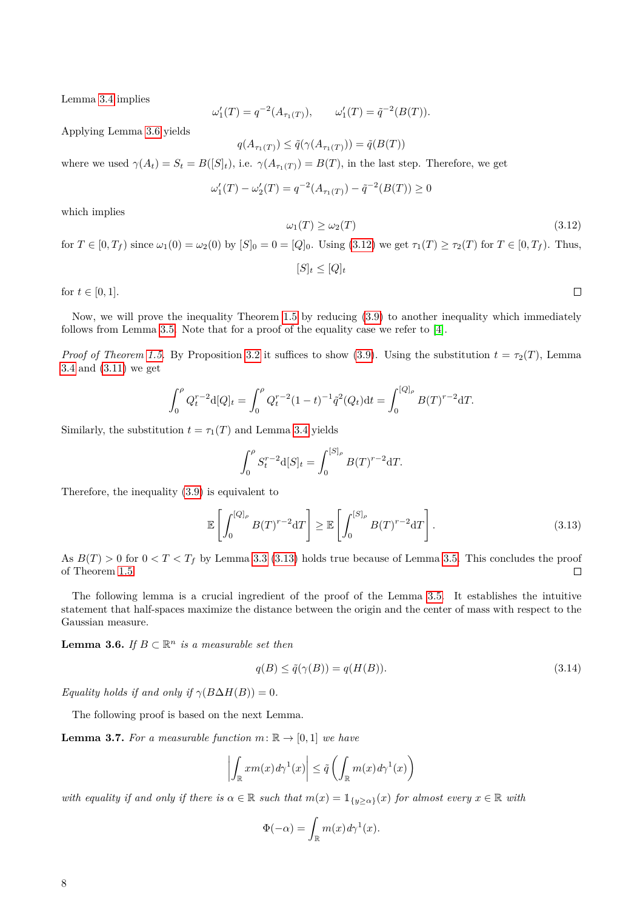Lemma 3.4 implies

$$\omega_1'(T) = q^{-2}(A_{\tau_1(T)}), \qquad \omega_1'(T) = \tilde{q}^{-2}(B(T)).$$

Applying Lemma 3.6 yields

$$q(A_{\tau_1(T)}) \leq \tilde{q}(\gamma(A_{\tau_1(T)})) = \tilde{q}(B(T))$$

where we used $\gamma(A_t) = S_t = B([S]_t)$, i.e. $\gamma(A_{\tau_1(T)}) = B(T)$, in the last step. Therefore, we get

$$\omega_1'(T) - \omega_2'(T) = q^{-2}(A_{\tau_1(T)}) - \tilde{q}^{-2}(B(T)) \geq 0$$

which implies

$$\omega_1(T) \geq \omega_2(T) \tag{3.12}$$

for $T \in [0, T_f)$ since $\omega_1(0) = \omega_2(0)$ by $[S]_0 = 0 = [Q]_0$. Using (3.12) we get $\tau_1(T) \geq \tau_2(T)$ for $T \in [0, T_f)$. Thus,

$$[S]_t \leq [Q]_t$$

for $t \in [0, 1]$. $\square$

Now, we will prove the inequality Theorem 1.5 by reducing (3.9) to another inequality which immediately follows from Lemma 3.5. Note that for a proof of the equality case we refer to [4].

*Proof of Theorem 1.5.* By Proposition 3.2 it suffices to show (3.9). Using the substitution $t = \tau_2(T)$, Lemma 3.4 and (3.11) we get

$$\int_0^\rho Q_t^{r-2} \mathrm{d}[Q]_t = \int_0^\rho Q_t^{r-2}(1-t)^{-1}\tilde{q}^2(Q_t)\mathrm{d}t = \int_0^{[Q]_\rho} B(T)^{r-2}\mathrm{d}T.$$

Similarly, the substitution $t = \tau_1(T)$ and Lemma 3.4 yields

$$\int_0^\rho S_t^{r-2} \mathrm{d}[S]_t = \int_0^{[S]_\rho} B(T)^{r-2}\mathrm{d}T.$$

Therefore, the inequality (3.9) is equivalent to

$$\mathbb{E}\left[\int_0^{[Q]_\rho} B(T)^{r-2}\mathrm{d}T\right] \geq \mathbb{E}\left[\int_0^{[S]_\rho} B(T)^{r-2}\mathrm{d}T\right]. \tag{3.13}$$

As $B(T) > 0$ for $0 < T < T_f$ by Lemma 3.3 (3.13) holds true because of Lemma 3.5. This concludes the proof of Theorem 1.5. $\square$

The following lemma is a crucial ingredient of the proof of the Lemma 3.5. It establishes the intuitive statement that half-spaces maximize the distance between the origin and the center of mass with respect to the Gaussian measure.

**Lemma 3.6.** *If $B \subset \mathbb{R}^n$ is a measurable set then*

$$q(B) \leq \tilde{q}(\gamma(B)) = q(H(B)). \tag{3.14}$$

*Equality holds if and only if $\gamma(B \Delta H(B)) = 0$.*

The following proof is based on the next Lemma.

**Lemma 3.7.** *For a measurable function $m\colon \mathbb{R} \to [0,1]$ we have*

$$\left|\int_{\mathbb{R}} x m(x) d\gamma^1(x)\right| \leq \tilde{q}\left(\int_{\mathbb{R}} m(x) d\gamma^1(x)\right)$$

*with equality if and only if there is $\alpha \in \mathbb{R}$ such that $m(x) = \mathbb{1}_{\{y \geq \alpha\}}(x)$ for almost every $x \in \mathbb{R}$ with*

$$\Phi(-\alpha) = \int_{\mathbb{R}} m(x) d\gamma^1(x).$$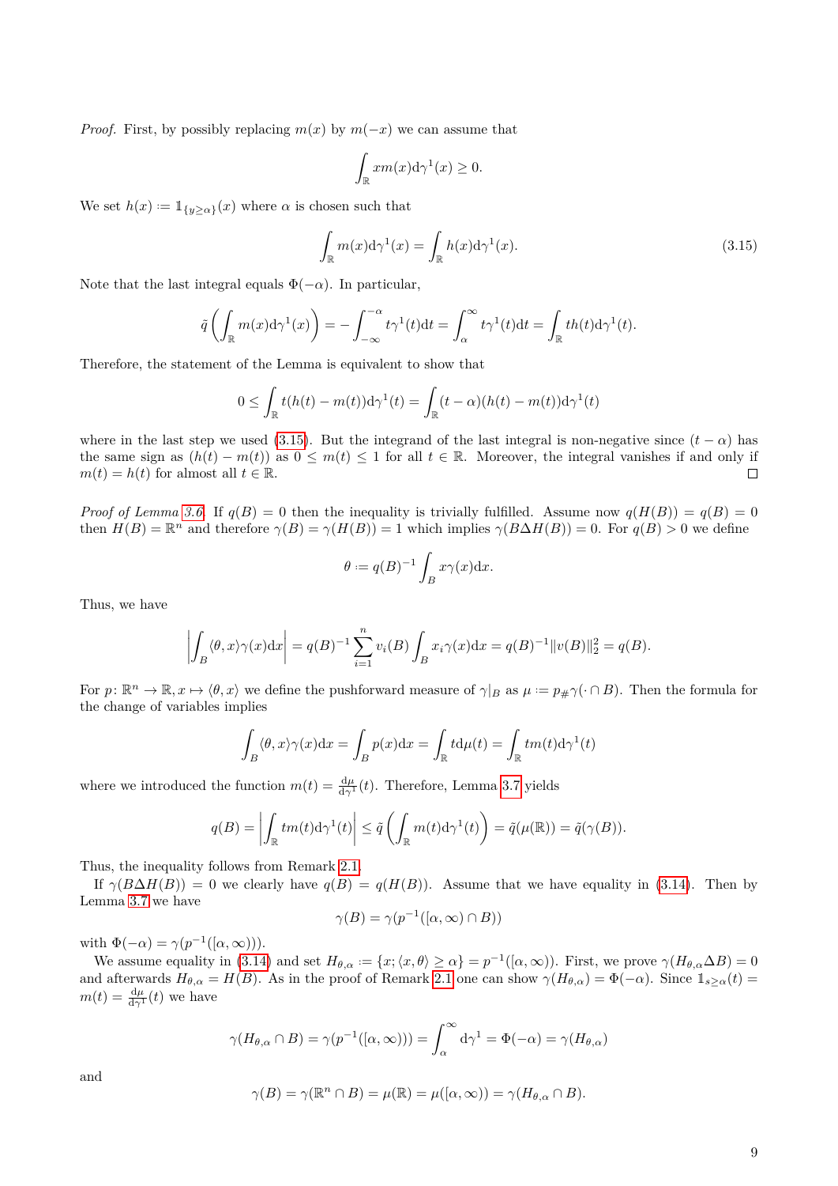*Proof.* First, by possibly replacing $m(x)$ by $m(-x)$ we can assume that

$$\int_{\mathbb{R}} xm(x)\mathrm{d}\gamma^1(x) \geq 0.$$

We set $h(x) := \mathbb{1}_{\{y \geq \alpha\}}(x)$ where $\alpha$ is chosen such that

$$\int_{\mathbb{R}} m(x)\mathrm{d}\gamma^1(x) = \int_{\mathbb{R}} h(x)\mathrm{d}\gamma^1(x). \tag{3.15}$$

Note that the last integral equals $\Phi(-\alpha)$. In particular,

$$\tilde{q}\left(\int_{\mathbb{R}} m(x)\mathrm{d}\gamma^1(x)\right) = -\int_{-\infty}^{-\alpha} t\gamma^1(t)\mathrm{d}t = \int_{\alpha}^{\infty} t\gamma^1(t)\mathrm{d}t = \int_{\mathbb{R}} th(t)\mathrm{d}\gamma^1(t).$$

Therefore, the statement of the Lemma is equivalent to show that

$$0 \leq \int_{\mathbb{R}} t(h(t) - m(t))\mathrm{d}\gamma^1(t) = \int_{\mathbb{R}} (t-\alpha)(h(t) - m(t))\mathrm{d}\gamma^1(t)$$

where in the last step we used (3.15). But the integrand of the last integral is non-negative since $(t - \alpha)$ has the same sign as $(h(t) - m(t))$ as $0 \leq m(t) \leq 1$ for all $t \in \mathbb{R}$. Moreover, the integral vanishes if and only if $m(t) = h(t)$ for almost all $t \in \mathbb{R}$. ◻

*Proof of Lemma 3.6.* If $q(B) = 0$ then the inequality is trivially fulfilled. Assume now $q(H(B)) = q(B) = 0$ then $H(B) = \mathbb{R}^n$ and therefore $\gamma(B) = \gamma(H(B)) = 1$ which implies $\gamma(B\Delta H(B)) = 0$. For $q(B) > 0$ we define

$$\theta := q(B)^{-1}\int_B x\gamma(x)\mathrm{d}x.$$

Thus, we have

$$\left|\int_B \langle\theta, x\rangle\gamma(x)\mathrm{d}x\right| = q(B)^{-1}\sum_{i=1}^{n} v_i(B)\int_B x_i\gamma(x)\mathrm{d}x = q(B)^{-1}\|v(B)\|_2^2 = q(B).$$

For $p\colon \mathbb{R}^n \to \mathbb{R}, x \mapsto \langle\theta, x\rangle$ we define the pushforward measure of $\gamma|_B$ as $\mu := p_{\#}\gamma(\cdot \cap B)$. Then the formula for the change of variables implies

$$\int_B \langle\theta, x\rangle\gamma(x)\mathrm{d}x = \int_B p(x)\mathrm{d}x = \int_{\mathbb{R}} t\mathrm{d}\mu(t) = \int_{\mathbb{R}} tm(t)\mathrm{d}\gamma^1(t)$$

where we introduced the function $m(t) = \frac{\mathrm{d}\mu}{\mathrm{d}\gamma^1}(t)$. Therefore, Lemma 3.7 yields

$$q(B) = \left|\int_{\mathbb{R}} tm(t)\mathrm{d}\gamma^1(t)\right| \leq \tilde{q}\left(\int_{\mathbb{R}} m(t)\mathrm{d}\gamma^1(t)\right) = \tilde{q}(\mu(\mathbb{R})) = \tilde{q}(\gamma(B)).$$

Thus, the inequality follows from Remark 2.1.

If $\gamma(B\Delta H(B)) = 0$ we clearly have $q(B) = q(H(B))$. Assume that we have equality in (3.14). Then by Lemma 3.7 we have

$$\gamma(B) = \gamma(p^{-1}([\alpha,\infty) \cap B))$$

with $\Phi(-\alpha) = \gamma(p^{-1}([\alpha,\infty)))$.

We assume equality in (3.14) and set $H_{\theta,\alpha} := \{x; \langle x, \theta\rangle \geq \alpha\} = p^{-1}([\alpha,\infty))$. First, we prove $\gamma(H_{\theta,\alpha}\Delta B) = 0$ and afterwards $H_{\theta,\alpha} = H(B)$. As in the proof of Remark 2.1 one can show $\gamma(H_{\theta,\alpha}) = \Phi(-\alpha)$. Since $\mathbb{1}_{s\geq\alpha}(t) = m(t) = \frac{\mathrm{d}\mu}{\mathrm{d}\gamma^1}(t)$ we have

$$\gamma(H_{\theta,\alpha} \cap B) = \gamma(p^{-1}([\alpha,\infty))) = \int_{\alpha}^{\infty} \mathrm{d}\gamma^1 = \Phi(-\alpha) = \gamma(H_{\theta,\alpha})$$

and

$$\gamma(B) = \gamma(\mathbb{R}^n \cap B) = \mu(\mathbb{R}) = \mu([\alpha,\infty)) = \gamma(H_{\theta,\alpha} \cap B).$$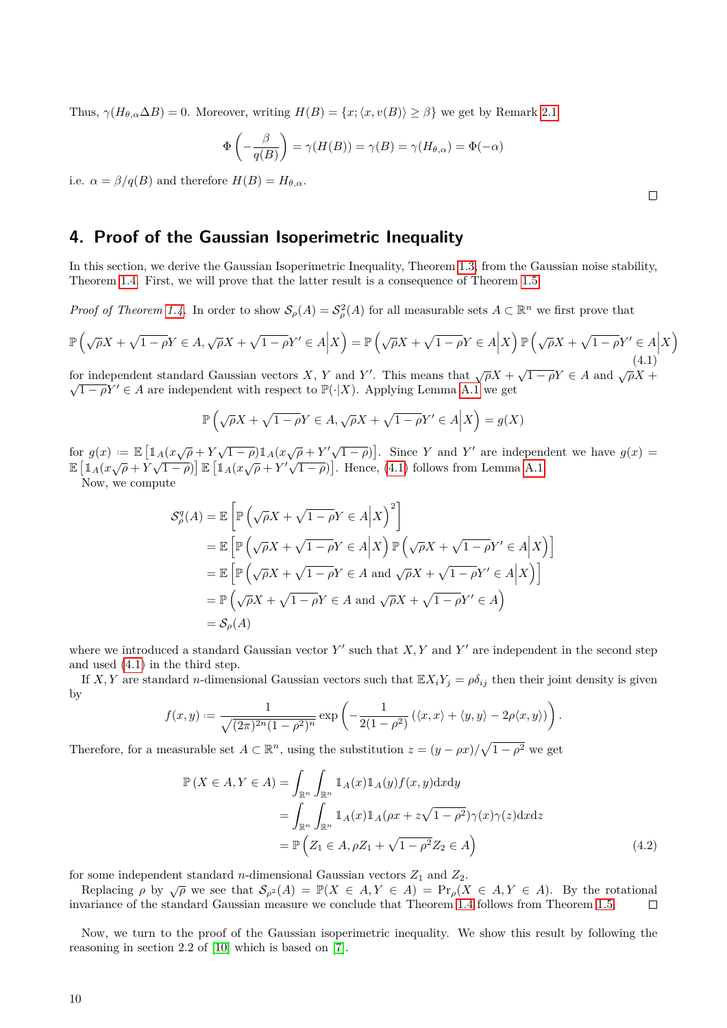Thus, $\gamma(H_{\theta,\alpha}\Delta B) = 0$. Moreover, writing $H(B) = \{x; \langle x, v(B)\rangle \geq \beta\}$ we get by Remark 2.1

$$\Phi\left(-\frac{\beta}{q(B)}\right) = \gamma(H(B)) = \gamma(B) = \gamma(H_{\theta,\alpha}) = \Phi(-\alpha)$$

i.e. $\alpha = \beta/q(B)$ and therefore $H(B) = H_{\theta,\alpha}$.

□

## 4. Proof of the Gaussian Isoperimetric Inequality

In this section, we derive the Gaussian Isoperimetric Inequality, Theorem 1.3, from the Gaussian noise stability, Theorem 1.4. First, we will prove that the latter result is a consequence of Theorem 1.5.

*Proof of Theorem 1.4.* In order to show $\mathcal{S}_\rho(A) = \mathcal{S}^2_\rho(A)$ for all measurable sets $A \subset \mathbb{R}^n$ we first prove that

$$\mathbb{P}\left(\sqrt{\rho}X + \sqrt{1-\rho}Y \in A, \sqrt{\rho}X + \sqrt{1-\rho}Y' \in A \middle| X\right) = \mathbb{P}\left(\sqrt{\rho}X + \sqrt{1-\rho}Y \in A \middle| X\right)\mathbb{P}\left(\sqrt{\rho}X + \sqrt{1-\rho}Y' \in A \middle| X\right) \tag{4.1}$$

for independent standard Gaussian vectors $X$, $Y$ and $Y'$. This means that $\sqrt{\rho}X + \sqrt{1-\rho}Y \in A$ and $\sqrt{\rho}X + \sqrt{1-\rho}Y' \in A$ are independent with respect to $\mathbb{P}(\cdot|X)$. Applying Lemma A.1 we get

$$\mathbb{P}\left(\sqrt{\rho}X + \sqrt{1-\rho}Y \in A, \sqrt{\rho}X + \sqrt{1-\rho}Y' \in A \middle| X\right) = g(X)$$

for $g(x) := \mathbb{E}\left[\mathbb{1}_A(x\sqrt{\rho} + Y\sqrt{1-\rho})\mathbb{1}_A(x\sqrt{\rho} + Y'\sqrt{1-\rho})\right]$. Since $Y$ and $Y'$ are independent we have $g(x) = \mathbb{E}\left[\mathbb{1}_A(x\sqrt{\rho} + Y\sqrt{1-\rho})\right]\mathbb{E}\left[\mathbb{1}_A(x\sqrt{\rho} + Y'\sqrt{1-\rho})\right]$. Hence, (4.1) follows from Lemma A.1.

Now, we compute

$$\begin{aligned}
\mathcal{S}^q_\rho(A) &= \mathbb{E}\left[\mathbb{P}\left(\sqrt{\rho}X + \sqrt{1-\rho}Y \in A \middle| X\right)^2\right] \\
&= \mathbb{E}\left[\mathbb{P}\left(\sqrt{\rho}X + \sqrt{1-\rho}Y \in A \middle| X\right)\mathbb{P}\left(\sqrt{\rho}X + \sqrt{1-\rho}Y' \in A \middle| X\right)\right] \\
&= \mathbb{E}\left[\mathbb{P}\left(\sqrt{\rho}X + \sqrt{1-\rho}Y \in A \text{ and } \sqrt{\rho}X + \sqrt{1-\rho}Y' \in A \middle| X\right)\right] \\
&= \mathbb{P}\left(\sqrt{\rho}X + \sqrt{1-\rho}Y \in A \text{ and } \sqrt{\rho}X + \sqrt{1-\rho}Y' \in A\right) \\
&= \mathcal{S}_\rho(A)
\end{aligned}$$

where we introduced a standard Gaussian vector $Y'$ such that $X, Y$ and $Y'$ are independent in the second step and used (4.1) in the third step.

If $X, Y$ are standard $n$-dimensional Gaussian vectors such that $\mathbb{E}X_iY_j = \rho\delta_{ij}$ then their joint density is given by

$$f(x,y) := \frac{1}{\sqrt{(2\pi)^{2n}(1-\rho^2)^n}}\exp\left(-\frac{1}{2(1-\rho^2)}\left(\langle x,x\rangle + \langle y,y\rangle - 2\rho\langle x,y\rangle\right)\right).$$

Therefore, for a measurable set $A \subset \mathbb{R}^n$, using the substitution $z = (y - \rho x)/\sqrt{1-\rho^2}$ we get

$$\begin{aligned}
\mathbb{P}\left(X \in A, Y \in A\right) &= \int_{\mathbb{R}^n}\int_{\mathbb{R}^n} \mathbb{1}_A(x)\mathbb{1}_A(y)f(x,y)\mathrm{d}x\mathrm{d}y \\
&= \int_{\mathbb{R}^n}\int_{\mathbb{R}^n} \mathbb{1}_A(x)\mathbb{1}_A(\rho x + z\sqrt{1-\rho^2})\gamma(x)\gamma(z)\mathrm{d}x\mathrm{d}z \\
&= \mathbb{P}\left(Z_1 \in A, \rho Z_1 + \sqrt{1-\rho^2}Z_2 \in A\right)
\end{aligned} \tag{4.2}$$

for some independent standard $n$-dimensional Gaussian vectors $Z_1$ and $Z_2$.

Replacing $\rho$ by $\sqrt{\rho}$ we see that $\mathcal{S}_{\rho^2}(A) = \mathbb{P}(X \in A, Y \in A) = \Pr_\rho(X \in A, Y \in A)$. By the rotational invariance of the standard Gaussian measure we conclude that Theorem 1.4 follows from Theorem 1.5. □

Now, we turn to the proof of the Gaussian isoperimetric inequality. We show this result by following the reasoning in section 2.2 of [10] which is based on [7].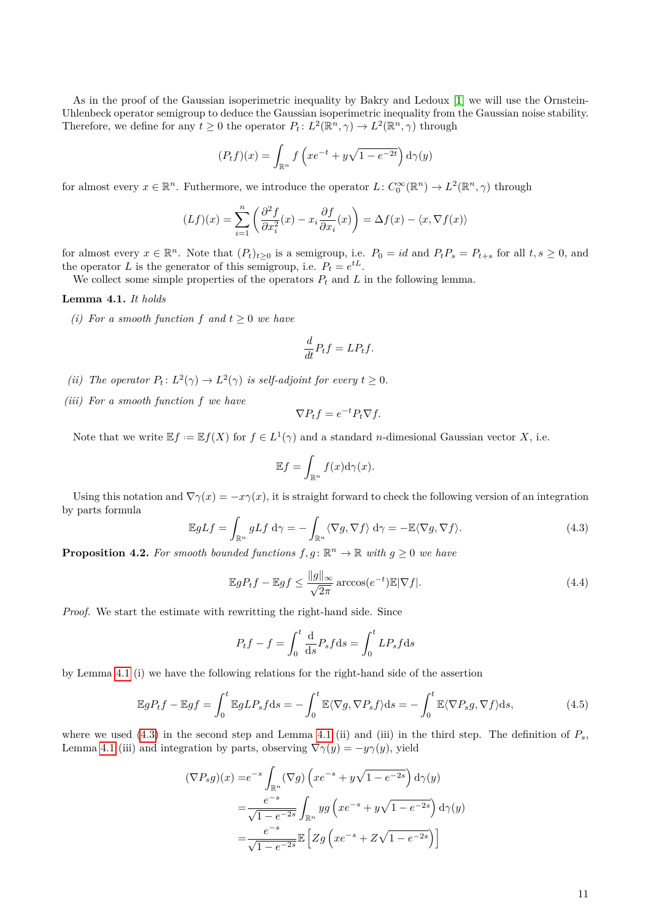As in the proof of the Gaussian isoperimetric inequality by Bakry and Ledoux [1] we will use the Ornstein-Uhlenbeck operator semigroup to deduce the Gaussian isoperimetric inequality from the Gaussian noise stability. Therefore, we define for any $t \geq 0$ the operator $P_t \colon L^2(\mathbb{R}^n, \gamma) \to L^2(\mathbb{R}^n, \gamma)$ through

$$(P_t f)(x) = \int_{\mathbb{R}^n} f\left(xe^{-t} + y\sqrt{1-e^{-2t}}\right) \mathrm{d}\gamma(y)$$

for almost every $x \in \mathbb{R}^n$. Futhermore, we introduce the operator $L \colon C_0^\infty(\mathbb{R}^n) \to L^2(\mathbb{R}^n, \gamma)$ through

$$(Lf)(x) = \sum_{i=1}^n \left( \frac{\partial^2 f}{\partial x_i^2}(x) - x_i \frac{\partial f}{\partial x_i}(x) \right) = \Delta f(x) - \langle x, \nabla f(x) \rangle$$

for almost every $x \in \mathbb{R}^n$. Note that $(P_t)_{t \geq 0}$ is a semigroup, i.e. $P_0 = id$ and $P_t P_s = P_{t+s}$ for all $t, s \geq 0$, and the operator $L$ is the generator of this semigroup, i.e. $P_t = e^{tL}$.

We collect some simple properties of the operators $P_t$ and $L$ in the following lemma.

**Lemma 4.1.** *It holds*

*(i) For a smooth function $f$ and $t \geq 0$ we have*

$$\frac{d}{dt} P_t f = L P_t f.$$

*(ii) The operator $P_t \colon L^2(\gamma) \to L^2(\gamma)$ is self-adjoint for every $t \geq 0$.*

*(iii) For a smooth function $f$ we have*

$$\nabla P_t f = e^{-t} P_t \nabla f.$$

Note that we write $\mathbb{E} f := \mathbb{E} f(X)$ for $f \in L^1(\gamma)$ and a standard $n$-dimesional Gaussian vector $X$, i.e.

$$\mathbb{E} f = \int_{\mathbb{R}^n} f(x) \mathrm{d}\gamma(x).$$

Using this notation and $\nabla \gamma(x) = -x\gamma(x)$, it is straight forward to check the following version of an integration by parts formula

$$\mathbb{E} g L f = \int_{\mathbb{R}^n} g L f \,\mathrm{d}\gamma = -\int_{\mathbb{R}^n} \langle \nabla g, \nabla f \rangle \,\mathrm{d}\gamma = -\mathbb{E} \langle \nabla g, \nabla f \rangle. \tag{4.3}$$

**Proposition 4.2.** *For smooth bounded functions $f, g \colon \mathbb{R}^n \to \mathbb{R}$ with $g \geq 0$ we have*

$$\mathbb{E} g P_t f - \mathbb{E} g f \leq \frac{\|g\|_\infty}{\sqrt{2\pi}} \arccos(e^{-t}) \mathbb{E} |\nabla f|. \tag{4.4}$$

*Proof.* We start the estimate with rewritting the right-hand side. Since

$$P_t f - f = \int_0^t \frac{\mathrm{d}}{\mathrm{d}s} P_s f \mathrm{d}s = \int_0^t L P_s f \mathrm{d}s$$

by Lemma 4.1 (i) we have the following relations for the right-hand side of the assertion

$$\mathbb{E} g P_t f - \mathbb{E} g f = \int_0^t \mathbb{E} g L P_s f \mathrm{d}s = -\int_0^t \mathbb{E} \langle \nabla g, \nabla P_s f \rangle \mathrm{d}s = -\int_0^t \mathbb{E} \langle \nabla P_s g, \nabla f \rangle \mathrm{d}s, \tag{4.5}$$

where we used (4.3) in the second step and Lemma 4.1 (ii) and (iii) in the third step. The definition of $P_s$, Lemma 4.1 (iii) and integration by parts, observing $\nabla \gamma(y) = -y\gamma(y)$, yield

$$\begin{aligned}
(\nabla P_s g)(x) =& e^{-s} \int_{\mathbb{R}^n} (\nabla g) \left( xe^{-s} + y\sqrt{1-e^{-2s}} \right) \mathrm{d}\gamma(y) \\
=& \frac{e^{-s}}{\sqrt{1-e^{-2s}}} \int_{\mathbb{R}^n} y g \left( xe^{-s} + y\sqrt{1-e^{-2s}} \right) \mathrm{d}\gamma(y) \\
=& \frac{e^{-s}}{\sqrt{1-e^{-2s}}} \mathbb{E}\left[ Z g \left( xe^{-s} + Z\sqrt{1-e^{-2s}} \right) \right]
\end{aligned}$$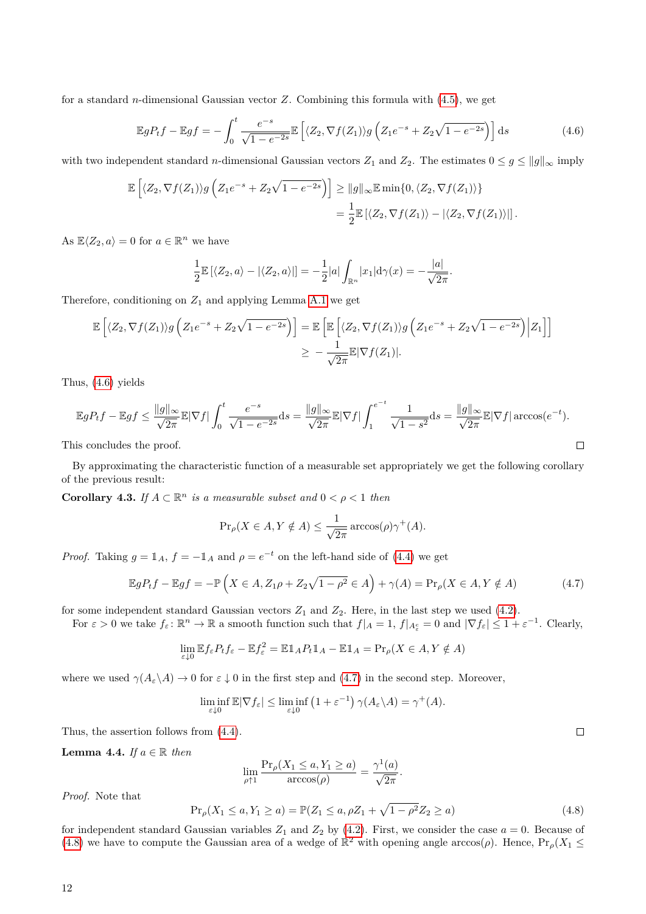for a standard $n$-dimensional Gaussian vector $Z$. Combining this formula with (4.5), we get

$$\mathbb{E} g P_t f - \mathbb{E} g f = -\int_0^t \frac{e^{-s}}{\sqrt{1-e^{-2s}}} \mathbb{E}\left[\langle Z_2, \nabla f(Z_1)\rangle g\left(Z_1 e^{-s} + Z_2\sqrt{1-e^{-2s}}\right)\right] \mathrm{d}s \tag{4.6}$$

with two independent standard $n$-dimensional Gaussian vectors $Z_1$ and $Z_2$. The estimates $0 \le g \le \|g\|_\infty$ imply

$$\begin{aligned}\mathbb{E}\left[\langle Z_2, \nabla f(Z_1)\rangle g\left(Z_1 e^{-s} + Z_2\sqrt{1-e^{-2s}}\right)\right] &\ge \|g\|_\infty \mathbb{E}\min\{0, \langle Z_2, \nabla f(Z_1)\rangle\} \\ &= \frac{1}{2}\mathbb{E}\left[\langle Z_2, \nabla f(Z_1)\rangle - |\langle Z_2, \nabla f(Z_1)\rangle|\right].\end{aligned}$$

As $\mathbb{E}\langle Z_2, a\rangle = 0$ for $a \in \mathbb{R}^n$ we have

$$\frac{1}{2}\mathbb{E}\left[\langle Z_2, a\rangle - |\langle Z_2, a\rangle|\right] = -\frac{1}{2}|a|\int_{\mathbb{R}^n} |x_1| \mathrm{d}\gamma(x) = -\frac{|a|}{\sqrt{2\pi}}.$$

Therefore, conditioning on $Z_1$ and applying Lemma A.1 we get

$$\begin{aligned}\mathbb{E}\left[\langle Z_2, \nabla f(Z_1)\rangle g\left(Z_1 e^{-s} + Z_2\sqrt{1-e^{-2s}}\right)\right] &= \mathbb{E}\left[\mathbb{E}\left[\langle Z_2, \nabla f(Z_1)\rangle g\left(Z_1 e^{-s} + Z_2\sqrt{1-e^{-2s}}\right)\Big| Z_1\right]\right] \\ &\ge -\frac{1}{\sqrt{2\pi}}\mathbb{E}|\nabla f(Z_1)|.\end{aligned}$$

Thus, (4.6) yields

$$\mathbb{E} g P_t f - \mathbb{E} g f \le \frac{\|g\|_\infty}{\sqrt{2\pi}}\mathbb{E}|\nabla f| \int_0^t \frac{e^{-s}}{\sqrt{1-e^{-2s}}}\mathrm{d}s = \frac{\|g\|_\infty}{\sqrt{2\pi}}\mathbb{E}|\nabla f| \int_1^{e^{-t}} \frac{1}{\sqrt{1-s^2}}\mathrm{d}s = \frac{\|g\|_\infty}{\sqrt{2\pi}}\mathbb{E}|\nabla f| \arccos(e^{-t}).$$

This concludes the proof. ∎

By approximating the characteristic function of a measurable set appropriately we get the following corollary of the previous result:

**Corollary 4.3.** *If $A \subset \mathbb{R}^n$ is a measurable subset and $0 < \rho < 1$ then*

$$\Pr_\rho(X \in A, Y \notin A) \le \frac{1}{\sqrt{2\pi}}\arccos(\rho)\gamma^+(A).$$

*Proof.* Taking $g = \mathbb{1}_A$, $f = -\mathbb{1}_A$ and $\rho = e^{-t}$ on the left-hand side of (4.4) we get

$$\mathbb{E} g P_t f - \mathbb{E} g f = -\mathbb{P}\left(X \in A, Z_1\rho + Z_2\sqrt{1-\rho^2} \in A\right) + \gamma(A) = \Pr_\rho(X \in A, Y \notin A) \tag{4.7}$$

for some independent standard Gaussian vectors $Z_1$ and $Z_2$. Here, in the last step we used (4.2).

For $\varepsilon > 0$ we take $f_\varepsilon \colon \mathbb{R}^n \to \mathbb{R}$ a smooth function such that $f|_A = 1$, $f|_{A_\varepsilon^c} = 0$ and $|\nabla f_\varepsilon| \le 1 + \varepsilon^{-1}$. Clearly,

$$\lim_{\varepsilon \downarrow 0} \mathbb{E} f_\varepsilon P_t f_\varepsilon - \mathbb{E} f_\varepsilon^2 = \mathbb{E}\mathbb{1}_A P_t \mathbb{1}_A - \mathbb{E}\mathbb{1}_A = \Pr_\rho(X \in A, Y \notin A)$$

where we used $\gamma(A_\varepsilon \backslash A) \to 0$ for $\varepsilon \downarrow 0$ in the first step and (4.7) in the second step. Moreover,

$$\liminf_{\varepsilon \downarrow 0} \mathbb{E}|\nabla f_\varepsilon| \le \liminf_{\varepsilon \downarrow 0} \left(1 + \varepsilon^{-1}\right)\gamma(A_\varepsilon \backslash A) = \gamma^+(A).$$

Thus, the assertion follows from (4.4). ∎

**Lemma 4.4.** *If $a \in \mathbb{R}$ then*

$$\lim_{\rho \uparrow 1} \frac{\Pr_\rho(X_1 \le a, Y_1 \ge a)}{\arccos(\rho)} = \frac{\gamma^1(a)}{\sqrt{2\pi}}.$$

*Proof.* Note that

$$\Pr_\rho(X_1 \le a, Y_1 \ge a) = \mathbb{P}(Z_1 \le a, \rho Z_1 + \sqrt{1-\rho^2} Z_2 \ge a) \tag{4.8}$$

for independent standard Gaussian variables $Z_1$ and $Z_2$ by (4.2). First, we consider the case $a = 0$. Because of (4.8) we have to compute the Gaussian area of a wedge of $\mathbb{R}^2$ with opening angle $\arccos(\rho)$. Hence, $\Pr_\rho(X_1 \le$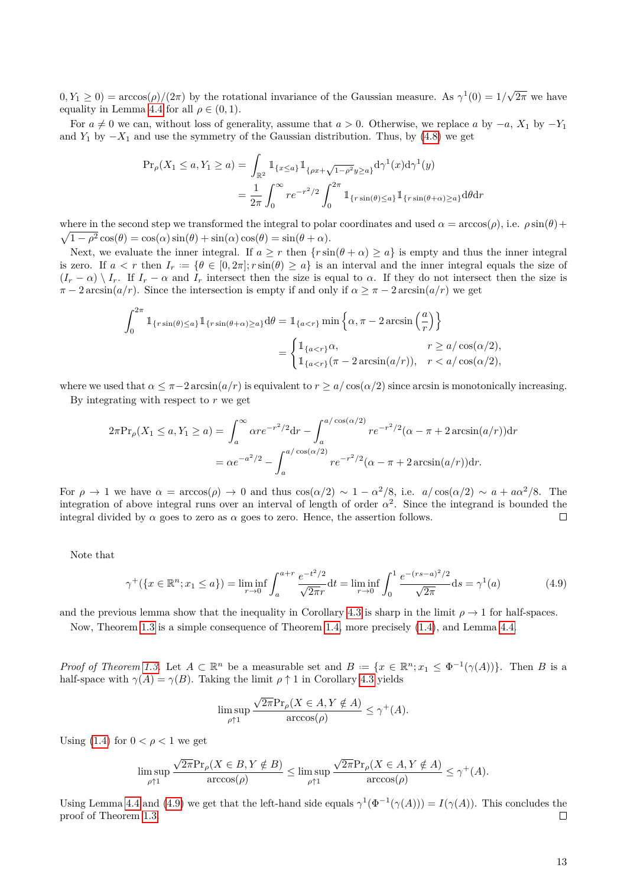$0, Y_1 \geq 0) = \arccos(\rho)/(2\pi)$ by the rotational invariance of the Gaussian measure. As $\gamma^1(0) = 1/\sqrt{2\pi}$ we have equality in Lemma 4.4 for all $\rho \in (0,1)$.

For $a \neq 0$ we can, without loss of generality, assume that $a > 0$. Otherwise, we replace $a$ by $-a$, $X_1$ by $-Y_1$ and $Y_1$ by $-X_1$ and use the symmetry of the Gaussian distribution. Thus, by (4.8) we get

$$
\begin{aligned}
\Pr_\rho(X_1 \leq a, Y_1 \geq a) &= \int_{\mathbb{R}^2} \mathbb{1}_{\{x \leq a\}} \mathbb{1}_{\{\rho x + \sqrt{1-\rho^2} y \geq a\}} \mathrm{d}\gamma^1(x) \mathrm{d}\gamma^1(y) \\
&= \frac{1}{2\pi} \int_0^\infty r e^{-r^2/2} \int_0^{2\pi} \mathbb{1}_{\{r \sin(\theta) \leq a\}} \mathbb{1}_{\{r \sin(\theta+\alpha) \geq a\}} \mathrm{d}\theta \mathrm{d}r
\end{aligned}
$$

where in the second step we transformed the integral to polar coordinates and used $\alpha = \arccos(\rho)$, i.e. $\rho \sin(\theta) + \sqrt{1-\rho^2}\cos(\theta) = \cos(\alpha)\sin(\theta) + \sin(\alpha)\cos(\theta) = \sin(\theta + \alpha)$.

Next, we evaluate the inner integral. If $a \geq r$ then $\{r \sin(\theta + \alpha) \geq a\}$ is empty and thus the inner integral is zero. If $a < r$ then $I_r := \{\theta \in [0, 2\pi]; r\sin(\theta) \geq a\}$ is an interval and the inner integral equals the size of $(I_r - \alpha) \setminus I_r$. If $I_r - \alpha$ and $I_r$ intersect then the size is equal to $\alpha$. If they do not intersect then the size is $\pi - 2\arcsin(a/r)$. Since the intersection is empty if and only if $\alpha \geq \pi - 2\arcsin(a/r)$ we get

$$
\begin{aligned}
\int_0^{2\pi} \mathbb{1}_{\{r\sin(\theta) \leq a\}} \mathbb{1}_{\{r \sin(\theta+\alpha) \geq a\}} \mathrm{d}\theta &= \mathbb{1}_{\{a<r\}} \min\left\{\alpha, \pi - 2\arcsin\left(\frac{a}{r}\right)\right\} \\
&= \begin{cases} \mathbb{1}_{\{a<r\}}\alpha, & r \geq a/\cos(\alpha/2), \\ \mathbb{1}_{\{a<r\}}(\pi - 2\arcsin(a/r)), & r < a/\cos(\alpha/2), \end{cases}
\end{aligned}
$$

where we used that $\alpha \leq \pi - 2\arcsin(a/r)$ is equivalent to $r \geq a/\cos(\alpha/2)$ since arcsin is monotonically increasing.

By integrating with respect to $r$ we get

$$
\begin{aligned}
2\pi \Pr_\rho(X_1 \leq a, Y_1 \geq a) &= \int_a^\infty \alpha r e^{-r^2/2} \mathrm{d}r - \int_a^{a/\cos(\alpha/2)} r e^{-r^2/2}(\alpha - \pi + 2\arcsin(a/r))\mathrm{d}r \\
&= \alpha e^{-a^2/2} - \int_a^{a/\cos(\alpha/2)} r e^{-r^2/2}(\alpha - \pi + 2\arcsin(a/r))\mathrm{d}r.
\end{aligned}
$$

For $\rho \to 1$ we have $\alpha = \arccos(\rho) \to 0$ and thus $\cos(\alpha/2) \sim 1 - \alpha^2/8$, i.e. $a/\cos(\alpha/2) \sim a + a\alpha^2/8$. The integration of above integral runs over an interval of length of order $\alpha^2$. Since the integrand is bounded the integral divided by $\alpha$ goes to zero as $\alpha$ goes to zero. Hence, the assertion follows. ∎

Note that

$$
\gamma^+(\{x \in \mathbb{R}^n; x_1 \leq a\}) = \liminf_{r \to 0} \int_a^{a+r} \frac{e^{-t^2/2}}{\sqrt{2\pi} r} \mathrm{d}t = \liminf_{r\to 0} \int_0^1 \frac{e^{-(rs-a)^2/2}}{\sqrt{2\pi}} \mathrm{d}s = \gamma^1(a) \tag{4.9}
$$

and the previous lemma show that the inequality in Corollary 4.3 is sharp in the limit $\rho \to 1$ for half-spaces.

Now, Theorem 1.3 is a simple consequence of Theorem 1.4, more precisely (1.4), and Lemma 4.4.

*Proof of Theorem 1.3.* Let $A \subset \mathbb{R}^n$ be a measurable set and $B := \{x \in \mathbb{R}^n; x_1 \leq \Phi^{-1}(\gamma(A))\}$. Then $B$ is a half-space with $\gamma(A) = \gamma(B)$. Taking the limit $\rho \uparrow 1$ in Corollary 4.3 yields

$$
\limsup_{\rho \uparrow 1} \frac{\sqrt{2\pi}\Pr_\rho(X \in A, Y \notin A)}{\arccos(\rho)} \leq \gamma^+(A).
$$

Using (1.4) for $0 < \rho < 1$ we get

$$
\limsup_{\rho\uparrow 1} \frac{\sqrt{2\pi}\Pr_\rho(X \in B, Y \notin B)}{\arccos(\rho)} \leq \limsup_{\rho \uparrow 1} \frac{\sqrt{2\pi}\Pr_\rho(X \in A, Y \notin A)}{\arccos(\rho)} \leq \gamma^+(A).
$$

Using Lemma 4.4 and (4.9) we get that the left-hand side equals $\gamma^1(\Phi^{-1}(\gamma(A))) = I(\gamma(A))$. This concludes the proof of Theorem 1.3. ∎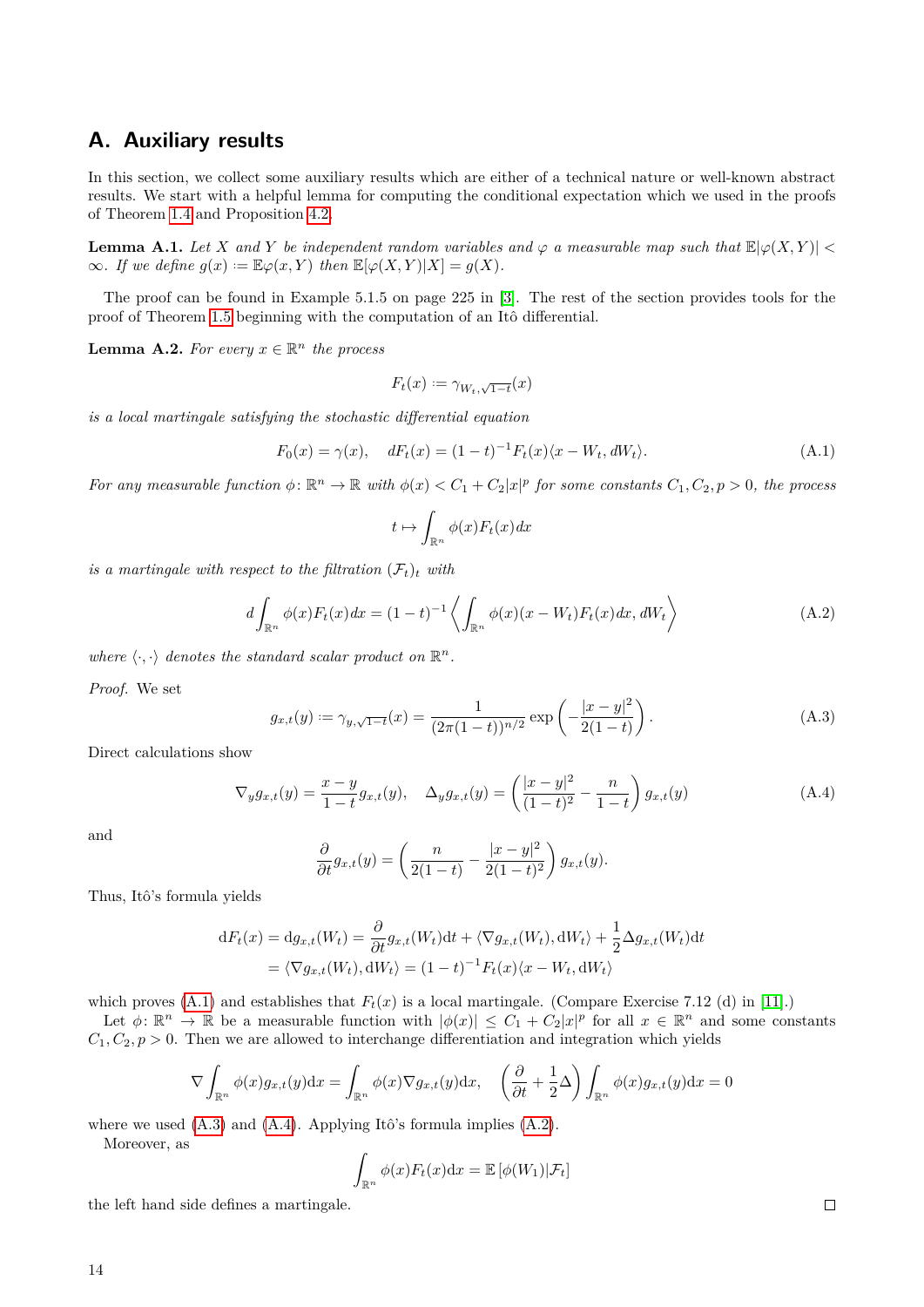# A. Auxiliary results

In this section, we collect some auxiliary results which are either of a technical nature or well-known abstract results. We start with a helpful lemma for computing the conditional expectation which we used in the proofs of Theorem 1.4 and Proposition 4.2.

**Lemma A.1.** *Let $X$ and $Y$ be independent random variables and $\varphi$ a measurable map such that $\mathbb{E}|\varphi(X,Y)| < \infty$. If we define $g(x) := \mathbb{E}\varphi(x,Y)$ then $\mathbb{E}[\varphi(X,Y)|X] = g(X)$.*

The proof can be found in Example 5.1.5 on page 225 in [3]. The rest of the section provides tools for the proof of Theorem 1.5 beginning with the computation of an Itô differential.

**Lemma A.2.** *For every $x \in \mathbb{R}^n$ the process*

$$F_t(x) := \gamma_{W_t,\sqrt{1-t}}(x)$$

*is a local martingale satisfying the stochastic differential equation*

$$F_0(x) = \gamma(x), \quad dF_t(x) = (1-t)^{-1} F_t(x) \langle x - W_t, dW_t \rangle. \tag{A.1}$$

*For any measurable function $\phi\colon \mathbb{R}^n \to \mathbb{R}$ with $\phi(x) < C_1 + C_2|x|^p$ for some constants $C_1, C_2, p > 0$, the process*

$$t \mapsto \int_{\mathbb{R}^n} \phi(x) F_t(x) dx$$

*is a martingale with respect to the filtration $(\mathcal{F}_t)_t$ with*

$$d\int_{\mathbb{R}^n} \phi(x) F_t(x) dx = (1-t)^{-1} \left\langle \int_{\mathbb{R}^n} \phi(x)(x - W_t) F_t(x) dx, dW_t \right\rangle \tag{A.2}$$

*where $\langle \cdot, \cdot \rangle$ denotes the standard scalar product on $\mathbb{R}^n$.*

*Proof.* We set

$$g_{x,t}(y) := \gamma_{y,\sqrt{1-t}}(x) = \frac{1}{(2\pi(1-t))^{n/2}} \exp\left( -\frac{|x-y|^2}{2(1-t)} \right). \tag{A.3}$$

Direct calculations show

$$\nabla_y g_{x,t}(y) = \frac{x-y}{1-t} g_{x,t}(y), \quad \Delta_y g_{x,t}(y) = \left( \frac{|x-y|^2}{(1-t)^2} - \frac{n}{1-t} \right) g_{x,t}(y) \tag{A.4}$$

and

$$\frac{\partial}{\partial t} g_{x,t}(y) = \left( \frac{n}{2(1-t)} - \frac{|x-y|^2}{2(1-t)^2} \right) g_{x,t}(y).$$

Thus, Itô's formula yields

$$\begin{aligned}
\mathrm{d}F_t(x) = \mathrm{d}g_{x,t}(W_t) &= \frac{\partial}{\partial t} g_{x,t}(W_t)\mathrm{d}t + \langle \nabla g_{x,t}(W_t), \mathrm{d}W_t \rangle + \frac{1}{2}\Delta g_{x,t}(W_t)\mathrm{d}t \\
&= \langle \nabla g_{x,t}(W_t), \mathrm{d}W_t \rangle = (1-t)^{-1} F_t(x) \langle x - W_t, \mathrm{d}W_t \rangle
\end{aligned}$$

which proves (A.1) and establishes that $F_t(x)$ is a local martingale. (Compare Exercise 7.12 (d) in [11].)

Let $\phi\colon \mathbb{R}^n \to \mathbb{R}$ be a measurable function with $|\phi(x)| \leq C_1 + C_2|x|^p$ for all $x \in \mathbb{R}^n$ and some constants $C_1, C_2, p > 0$. Then we are allowed to interchange differentiation and integration which yields

$$\nabla \int_{\mathbb{R}^n} \phi(x) g_{x,t}(y) \mathrm{d}x = \int_{\mathbb{R}^n} \phi(x) \nabla g_{x,t}(y) \mathrm{d}x, \quad \left( \frac{\partial}{\partial t} + \frac{1}{2}\Delta \right) \int_{\mathbb{R}^n} \phi(x) g_{x,t}(y) \mathrm{d}x = 0$$

where we used (A.3) and (A.4). Applying Itô's formula implies (A.2).

Moreover, as

$$\int_{\mathbb{R}^n} \phi(x) F_t(x) \mathrm{d}x = \mathbb{E}\left[\phi(W_1) | \mathcal{F}_t\right]$$

the left hand side defines a martingale. □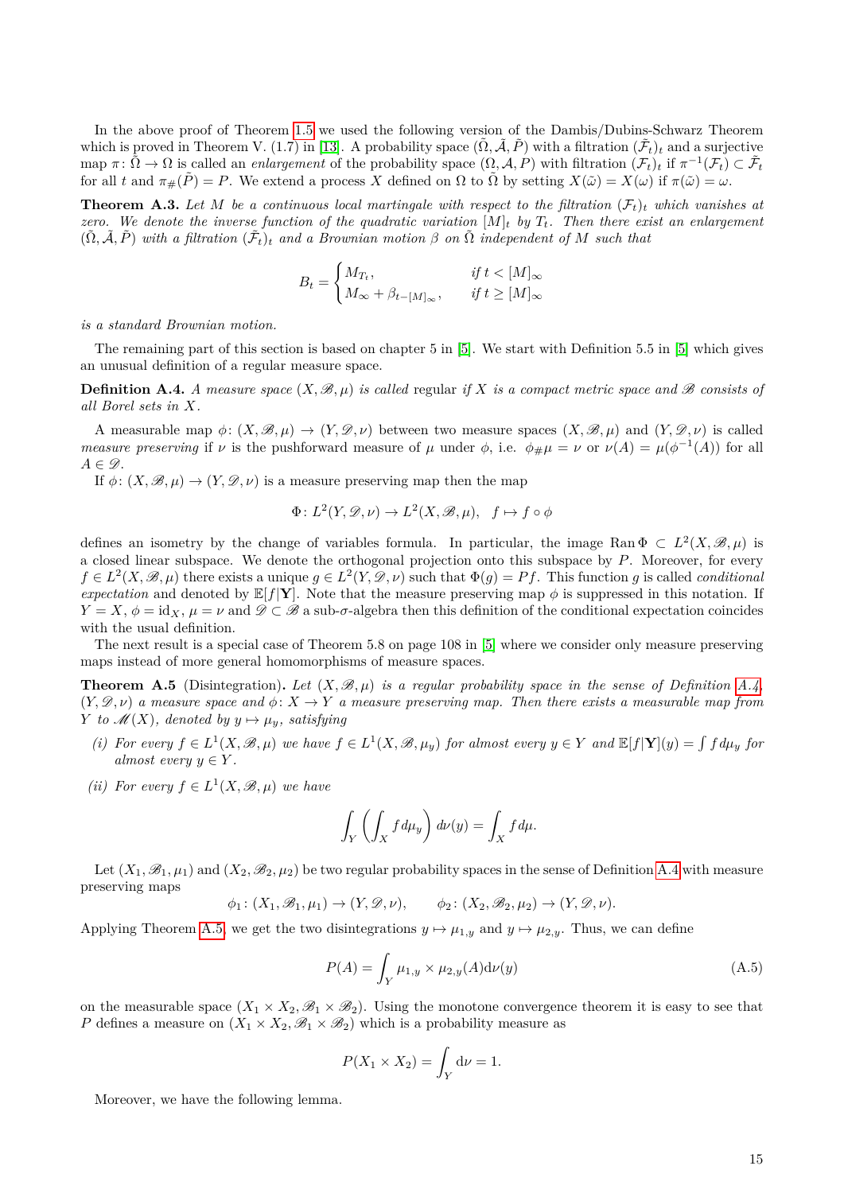In the above proof of Theorem 1.5 we used the following version of the Dambis/Dubins-Schwarz Theorem which is proved in Theorem V. (1.7) in [13]. A probability space $(\tilde{\Omega}, \tilde{\mathcal{A}}, \tilde{P})$ with a filtration $(\tilde{\mathcal{F}}_t)_t$ and a surjective map $\pi\colon \tilde{\Omega} \to \Omega$ is called an *enlargement* of the probability space $(\Omega, \mathcal{A}, P)$ with filtration $(\mathcal{F}_t)_t$ if $\pi^{-1}(\mathcal{F}_t) \subset \tilde{\mathcal{F}}_t$ for all $t$ and $\pi_{\#}(\tilde{P}) = P$. We extend a process $X$ defined on $\Omega$ to $\tilde{\Omega}$ by setting $X(\tilde{\omega}) = X(\omega)$ if $\pi(\tilde{\omega}) = \omega$.

**Theorem A.3.** *Let $M$ be a continuous local martingale with respect to the filtration $(\mathcal{F}_t)_t$ which vanishes at zero. We denote the inverse function of the quadratic variation $[M]_t$ by $T_t$. Then there exist an enlargement $(\tilde{\Omega}, \tilde{\mathcal{A}}, \tilde{P})$ with a filtration $(\tilde{\mathcal{F}}_t)_t$ and a Brownian motion $\beta$ on $\tilde{\Omega}$ independent of $M$ such that*

$$B_t = \begin{cases} M_{T_t}, & \text{if } t < [M]_\infty \\ M_\infty + \beta_{t-[M]_\infty}, & \text{if } t \geq [M]_\infty \end{cases}$$

*is a standard Brownian motion.*

The remaining part of this section is based on chapter 5 in [5]. We start with Definition 5.5 in [5] which gives an unusual definition of a regular measure space.

**Definition A.4.** *A measure space $(X, \mathscr{B}, \mu)$ is called* regular *if $X$ is a compact metric space and $\mathscr{B}$ consists of all Borel sets in $X$.*

A measurable map $\phi\colon (X, \mathscr{B}, \mu) \to (Y, \mathscr{D}, \nu)$ between two measure spaces $(X, \mathscr{B}, \mu)$ and $(Y, \mathscr{D}, \nu)$ is called *measure preserving* if $\nu$ is the pushforward measure of $\mu$ under $\phi$, i.e. $\phi_{\#}\mu = \nu$ or $\nu(A) = \mu(\phi^{-1}(A))$ for all $A \in \mathscr{D}$.

If $\phi\colon (X, \mathscr{B}, \mu) \to (Y, \mathscr{D}, \nu)$ is a measure preserving map then the map

$$\Phi\colon L^2(Y, \mathscr{D}, \nu) \to L^2(X, \mathscr{B}, \mu), \quad f \mapsto f \circ \phi$$

defines an isometry by the change of variables formula. In particular, the image $\operatorname{Ran} \Phi \subset L^2(X, \mathscr{B}, \mu)$ is a closed linear subspace. We denote the orthogonal projection onto this subspace by $P$. Moreover, for every $f \in L^2(X, \mathscr{B}, \mu)$ there exists a unique $g \in L^2(Y, \mathscr{D}, \nu)$ such that $\Phi(g) = Pf$. This function $g$ is called *conditional expectation* and denoted by $\mathbb{E}[f|\mathbf{Y}]$. Note that the measure preserving map $\phi$ is suppressed in this notation. If $Y = X$, $\phi = \mathrm{id}_X$, $\mu = \nu$ and $\mathscr{D} \subset \mathscr{B}$ a sub-$\sigma$-algebra then this definition of the conditional expectation coincides with the usual definition.

The next result is a special case of Theorem 5.8 on page 108 in [5] where we consider only measure preserving maps instead of more general homomorphisms of measure spaces.

**Theorem A.5** (Disintegration)**.** *Let $(X, \mathscr{B}, \mu)$ is a regular probability space in the sense of Definition A.4, $(Y, \mathscr{D}, \nu)$ a measure space and $\phi\colon X \to Y$ a measure preserving map. Then there exists a measurable map from $Y$ to $\mathscr{M}(X)$, denoted by $y \mapsto \mu_y$, satisfying*

*(i) For every $f \in L^1(X, \mathscr{B}, \mu)$ we have $f \in L^1(X, \mathscr{B}, \mu_y)$ for almost every $y \in Y$ and $\mathbb{E}[f|\mathbf{Y}](y) = \int f \, d\mu_y$ for almost every $y \in Y$.*

*(ii) For every $f \in L^1(X, \mathscr{B}, \mu)$ we have*

$$\int_Y \left( \int_X f \, d\mu_y \right) d\nu(y) = \int_X f \, d\mu.$$

Let $(X_1, \mathscr{B}_1, \mu_1)$ and $(X_2, \mathscr{B}_2, \mu_2)$ be two regular probability spaces in the sense of Definition A.4 with measure preserving maps

$$\phi_1\colon (X_1, \mathscr{B}_1, \mu_1) \to (Y, \mathscr{D}, \nu), \qquad \phi_2\colon (X_2, \mathscr{B}_2, \mu_2) \to (Y, \mathscr{D}, \nu).$$

Applying Theorem A.5, we get the two disintegrations $y \mapsto \mu_{1,y}$ and $y \mapsto \mu_{2,y}$. Thus, we can define

$$P(A) = \int_Y \mu_{1,y} \times \mu_{2,y}(A) \mathrm{d}\nu(y) \tag{A.5}$$

on the measurable space $(X_1 \times X_2, \mathscr{B}_1 \times \mathscr{B}_2)$. Using the monotone convergence theorem it is easy to see that $P$ defines a measure on $(X_1 \times X_2, \mathscr{B}_1 \times \mathscr{B}_2)$ which is a probability measure as

$$P(X_1 \times X_2) = \int_Y \mathrm{d}\nu = 1.$$

Moreover, we have the following lemma.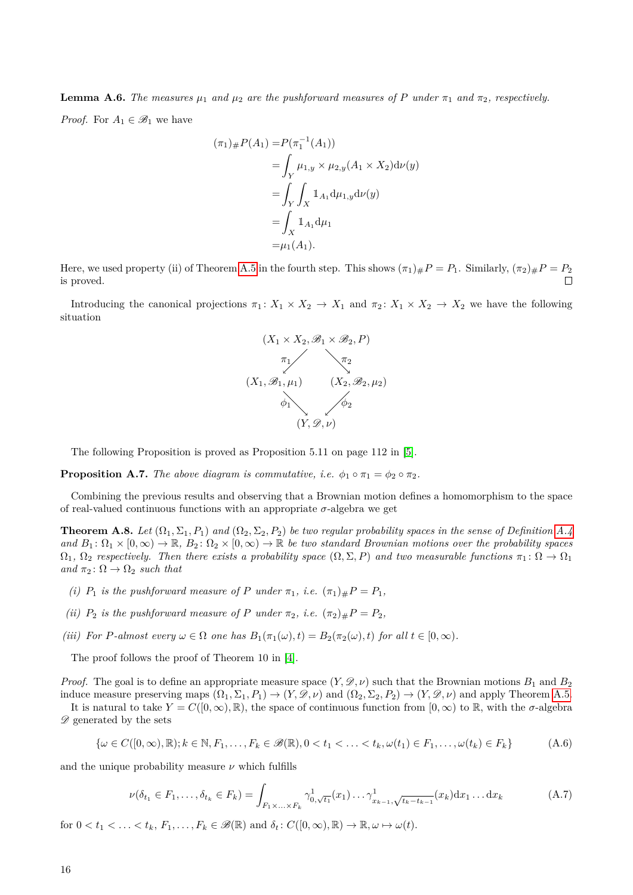**Lemma A.6.** *The measures $\mu_1$ and $\mu_2$ are the pushforward measures of $P$ under $\pi_1$ and $\pi_2$, respectively.*

*Proof.* For $A_1 \in \mathscr{B}_1$ we have

$$
\begin{aligned}
(\pi_1)_\# P(A_1) =& P(\pi_1^{-1}(A_1)) \\
=& \int_Y \mu_{1,y} \times \mu_{2,y}(A_1 \times X_2) \mathrm{d}\nu(y) \\
=& \int_Y \int_X \mathbb{1}_{A_1} \mathrm{d}\mu_{1,y} \mathrm{d}\nu(y) \\
=& \int_X \mathbb{1}_{A_1} \mathrm{d}\mu_1 \\
=& \mu_1(A_1).
\end{aligned}
$$

Here, we used property (ii) of Theorem A.5 in the fourth step. This shows $(\pi_1)_\# P = P_1$. Similarly, $(\pi_2)_\# P = P_2$ is proved. □

Introducing the canonical projections $\pi_1 : X_1 \times X_2 \to X_1$ and $\pi_2 : X_1 \times X_2 \to X_2$ we have the following situation

$$
\begin{array}{ccccc}
 & & (X_1 \times X_2, \mathscr{B}_1 \times \mathscr{B}_2, P) & & \\
 & \swarrow^{\pi_1} & & \searrow^{\pi_2} & \\
(X_1, \mathscr{B}_1, \mu_1) & & & & (X_2, \mathscr{B}_2, \mu_2) \\
 & \searrow_{\phi_1} & & \swarrow_{\phi_2} & \\
 & & (Y, \mathscr{D}, \nu) & &
\end{array}
$$

The following Proposition is proved as Proposition 5.11 on page 112 in [5].

**Proposition A.7.** *The above diagram is commutative, i.e. $\phi_1 \circ \pi_1 = \phi_2 \circ \pi_2$.*

Combining the previous results and observing that a Brownian motion defines a homomorphism to the space of real-valued continuous functions with an appropriate $\sigma$-algebra we get

**Theorem A.8.** *Let $(\Omega_1, \Sigma_1, P_1)$ and $(\Omega_2, \Sigma_2, P_2)$ be two regular probability spaces in the sense of Definition A.4 and $B_1 : \Omega_1 \times [0, \infty) \to \mathbb{R}$, $B_2 : \Omega_2 \times [0, \infty) \to \mathbb{R}$ be two standard Brownian motions over the probability spaces $\Omega_1$, $\Omega_2$ respectively. Then there exists a probability space $(\Omega, \Sigma, P)$ and two measurable functions $\pi_1 : \Omega \to \Omega_1$ and $\pi_2 : \Omega \to \Omega_2$ such that*

*(i) $P_1$ is the pushforward measure of $P$ under $\pi_1$, i.e. $(\pi_1)_\# P = P_1$,*

*(ii) $P_2$ is the pushforward measure of $P$ under $\pi_2$, i.e. $(\pi_2)_\# P = P_2$,*

*(iii) For $P$-almost every $\omega \in \Omega$ one has $B_1(\pi_1(\omega), t) = B_2(\pi_2(\omega), t)$ for all $t \in [0, \infty)$.*

The proof follows the proof of Theorem 10 in [4].

*Proof.* The goal is to define an appropriate measure space $(Y, \mathscr{D}, \nu)$ such that the Brownian motions $B_1$ and $B_2$ induce measure preserving maps $(\Omega_1, \Sigma_1, P_1) \to (Y, \mathscr{D}, \nu)$ and $(\Omega_2, \Sigma_2, P_2) \to (Y, \mathscr{D}, \nu)$ and apply Theorem A.5.

It is natural to take $Y = C([0, \infty), \mathbb{R})$, the space of continuous function from $[0, \infty)$ to $\mathbb{R}$, with the $\sigma$-algebra $\mathscr{D}$ generated by the sets

$$
\{\omega \in C([0, \infty), \mathbb{R}); k \in \mathbb{N}, F_1, \ldots, F_k \in \mathscr{B}(\mathbb{R}), 0 < t_1 < \ldots < t_k, \omega(t_1) \in F_1, \ldots, \omega(t_k) \in F_k\} \tag{A.6}
$$

and the unique probability measure $\nu$ which fulfills

$$
\nu(\delta_{t_1} \in F_1, \ldots, \delta_{t_k} \in F_k) = \int_{F_1 \times \ldots \times F_k} \gamma^1_{0, \sqrt{t_1}}(x_1) \ldots \gamma^1_{x_{k-1}, \sqrt{t_k - t_{k-1}}}(x_k) \mathrm{d}x_1 \ldots \mathrm{d}x_k \tag{A.7}
$$

for $0 < t_1 < \ldots < t_k$, $F_1, \ldots, F_k \in \mathscr{B}(\mathbb{R})$ and $\delta_t : C([0, \infty), \mathbb{R}) \to \mathbb{R}, \omega \mapsto \omega(t)$.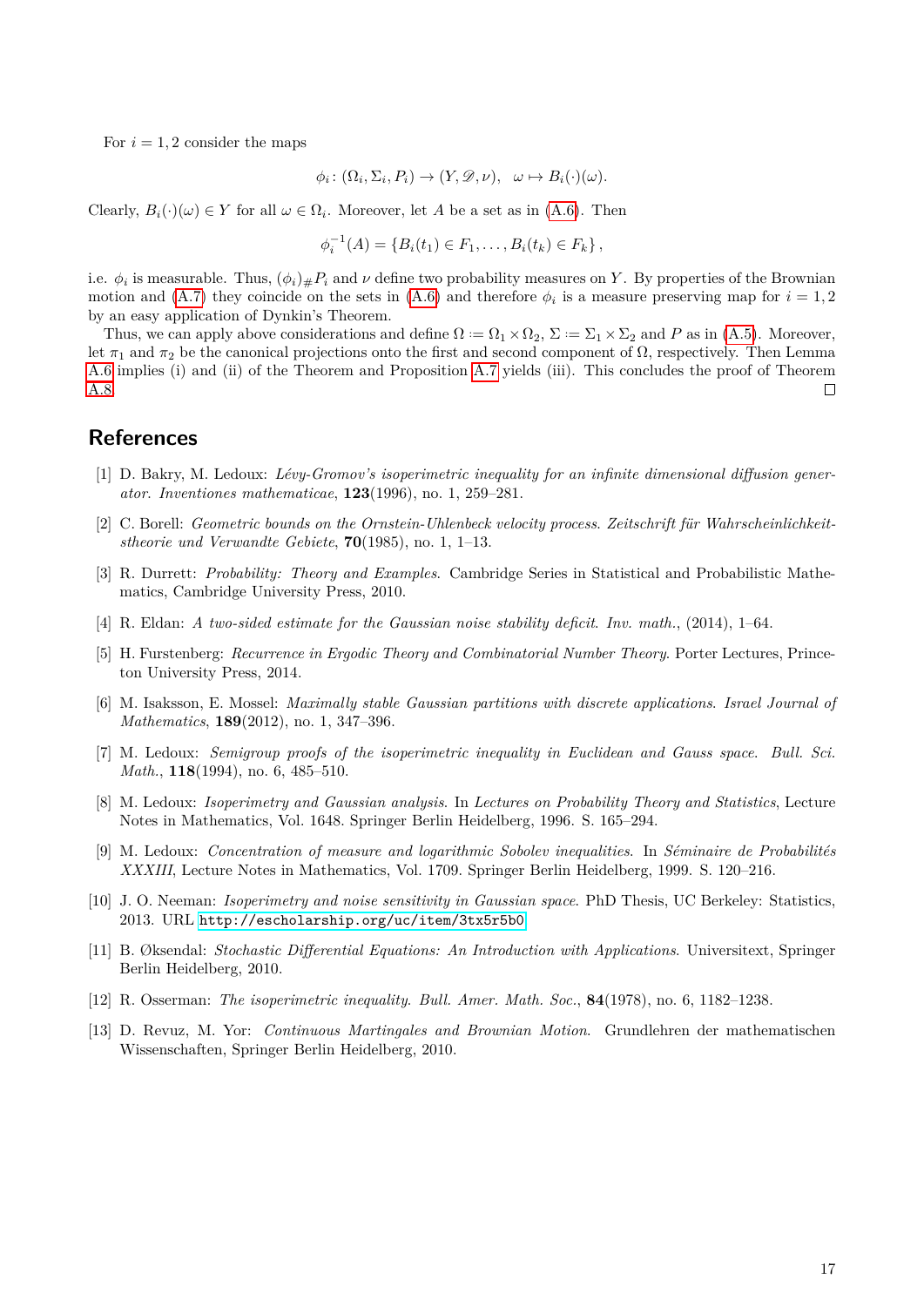For $i = 1, 2$ consider the maps

$$\phi_i \colon (\Omega_i, \Sigma_i, P_i) \to (Y, \mathscr{D}, \nu), \quad \omega \mapsto B_i(\cdot)(\omega).$$

Clearly, $B_i(\cdot)(\omega) \in Y$ for all $\omega \in \Omega_i$. Moreover, let $A$ be a set as in (A.6). Then

$$\phi_i^{-1}(A) = \{B_i(t_1) \in F_1, \ldots, B_i(t_k) \in F_k\},$$

i.e. $\phi_i$ is measurable. Thus, $(\phi_i)_\# P_i$ and $\nu$ define two probability measures on $Y$. By properties of the Brownian motion and (A.7) they coincide on the sets in (A.6) and therefore $\phi_i$ is a measure preserving map for $i = 1, 2$ by an easy application of Dynkin's Theorem.

Thus, we can apply above considerations and define $\Omega := \Omega_1 \times \Omega_2$, $\Sigma := \Sigma_1 \times \Sigma_2$ and $P$ as in (A.5). Moreover, let $\pi_1$ and $\pi_2$ be the canonical projections onto the first and second component of $\Omega$, respectively. Then Lemma A.6 implies (i) and (ii) of the Theorem and Proposition A.7 yields (iii). This concludes the proof of Theorem A.8. □

## References

[1] D. Bakry, M. Ledoux: *Lévy-Gromov's isoperimetric inequality for an infinite dimensional diffusion generator. Inventiones mathematicae*, **123**(1996), no. 1, 259–281.

[2] C. Borell: *Geometric bounds on the Ornstein-Uhlenbeck velocity process. Zeitschrift für Wahrscheinlichkeitstheorie und Verwandte Gebiete*, **70**(1985), no. 1, 1–13.

[3] R. Durrett: *Probability: Theory and Examples*. Cambridge Series in Statistical and Probabilistic Mathematics, Cambridge University Press, 2010.

[4] R. Eldan: *A two-sided estimate for the Gaussian noise stability deficit. Inv. math.*, (2014), 1–64.

[5] H. Furstenberg: *Recurrence in Ergodic Theory and Combinatorial Number Theory*. Porter Lectures, Princeton University Press, 2014.

[6] M. Isaksson, E. Mossel: *Maximally stable Gaussian partitions with discrete applications. Israel Journal of Mathematics*, **189**(2012), no. 1, 347–396.

[7] M. Ledoux: *Semigroup proofs of the isoperimetric inequality in Euclidean and Gauss space. Bull. Sci. Math.*, **118**(1994), no. 6, 485–510.

[8] M. Ledoux: *Isoperimetry and Gaussian analysis*. In *Lectures on Probability Theory and Statistics*, Lecture Notes in Mathematics, Vol. 1648. Springer Berlin Heidelberg, 1996. S. 165–294.

[9] M. Ledoux: *Concentration of measure and logarithmic Sobolev inequalities*. In *Séminaire de Probabilités XXXIII*, Lecture Notes in Mathematics, Vol. 1709. Springer Berlin Heidelberg, 1999. S. 120–216.

[10] J. O. Neeman: *Isoperimetry and noise sensitivity in Gaussian space*. PhD Thesis, UC Berkeley: Statistics, 2013. URL http://escholarship.org/uc/item/3tx5r5b0

[11] B. Øksendal: *Stochastic Differential Equations: An Introduction with Applications*. Universitext, Springer Berlin Heidelberg, 2010.

[12] R. Osserman: *The isoperimetric inequality. Bull. Amer. Math. Soc.*, **84**(1978), no. 6, 1182–1238.

[13] D. Revuz, M. Yor: *Continuous Martingales and Brownian Motion*. Grundlehren der mathematischen Wissenschaften, Springer Berlin Heidelberg, 2010.